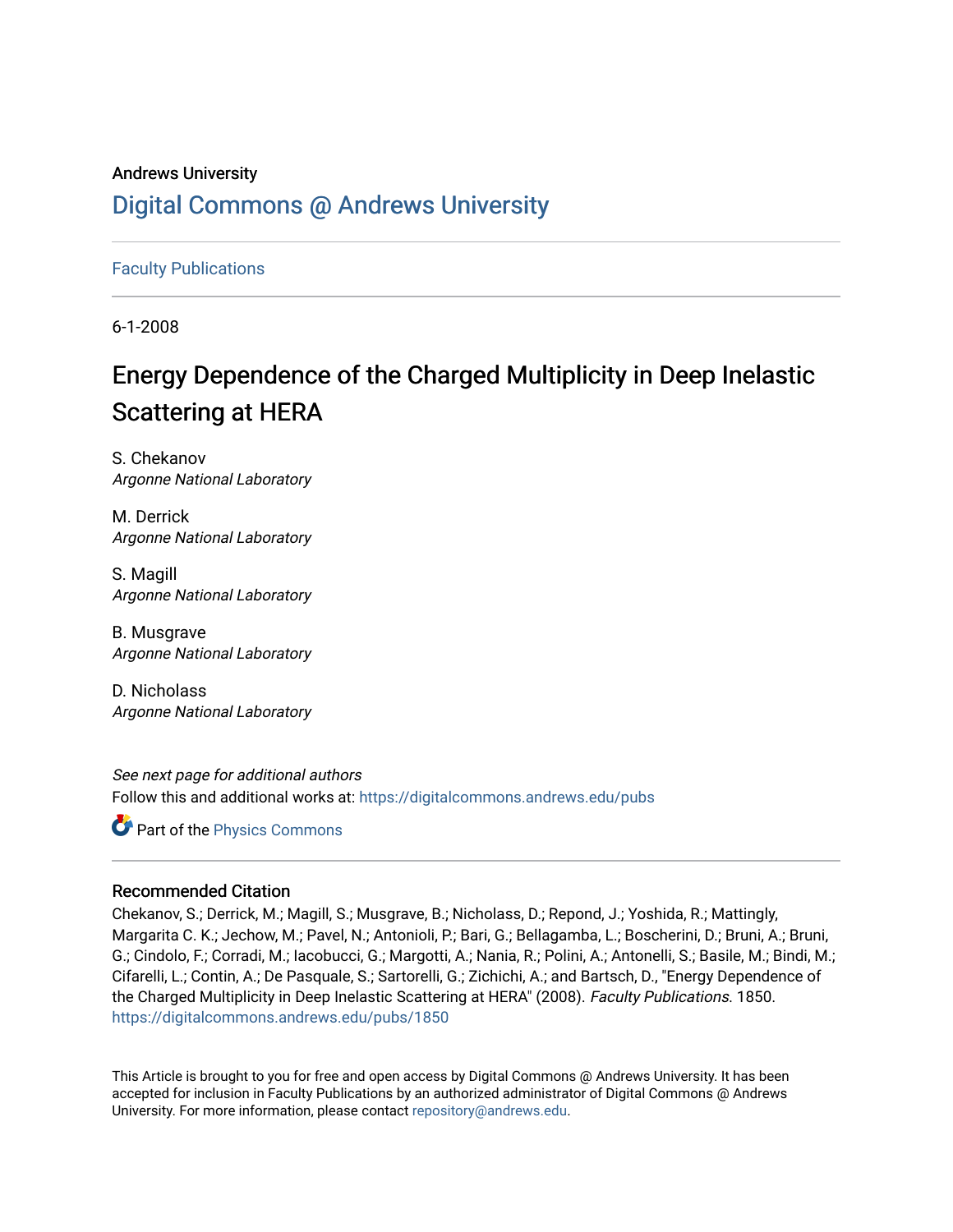Andrews University

# Digital Commons @ Andrews University

Faculty Publications

6-1-2008

# Energy Dependence of the Charged Multiplicity in Deep Inelastic Scattering at HERA

S. Chekanov
*Argonne National Laboratory*

M. Derrick
*Argonne National Laboratory*

S. Magill
*Argonne National Laboratory*

B. Musgrave
*Argonne National Laboratory*

D. Nicholass
*Argonne National Laboratory*

*See next page for additional authors*

Follow this and additional works at: https://digitalcommons.andrews.edu/pubs

Part of the Physics Commons

### Recommended Citation

Chekanov, S.; Derrick, M.; Magill, S.; Musgrave, B.; Nicholass, D.; Repond, J.; Yoshida, R.; Mattingly, Margarita C. K.; Jechow, M.; Pavel, N.; Antonioli, P.; Bari, G.; Bellagamba, L.; Boscherini, D.; Bruni, A.; Bruni, G.; Cindolo, F.; Corradi, M.; Iacobucci, G.; Margotti, A.; Nania, R.; Polini, A.; Antonelli, S.; Basile, M.; Bindi, M.; Cifarelli, L.; Contin, A.; De Pasquale, S.; Sartorelli, G.; Zichichi, A.; and Bartsch, D., "Energy Dependence of the Charged Multiplicity in Deep Inelastic Scattering at HERA" (2008). *Faculty Publications*. 1850.
https://digitalcommons.andrews.edu/pubs/1850

This Article is brought to you for free and open access by Digital Commons @ Andrews University. It has been accepted for inclusion in Faculty Publications by an authorized administrator of Digital Commons @ Andrews University. For more information, please contact repository@andrews.edu.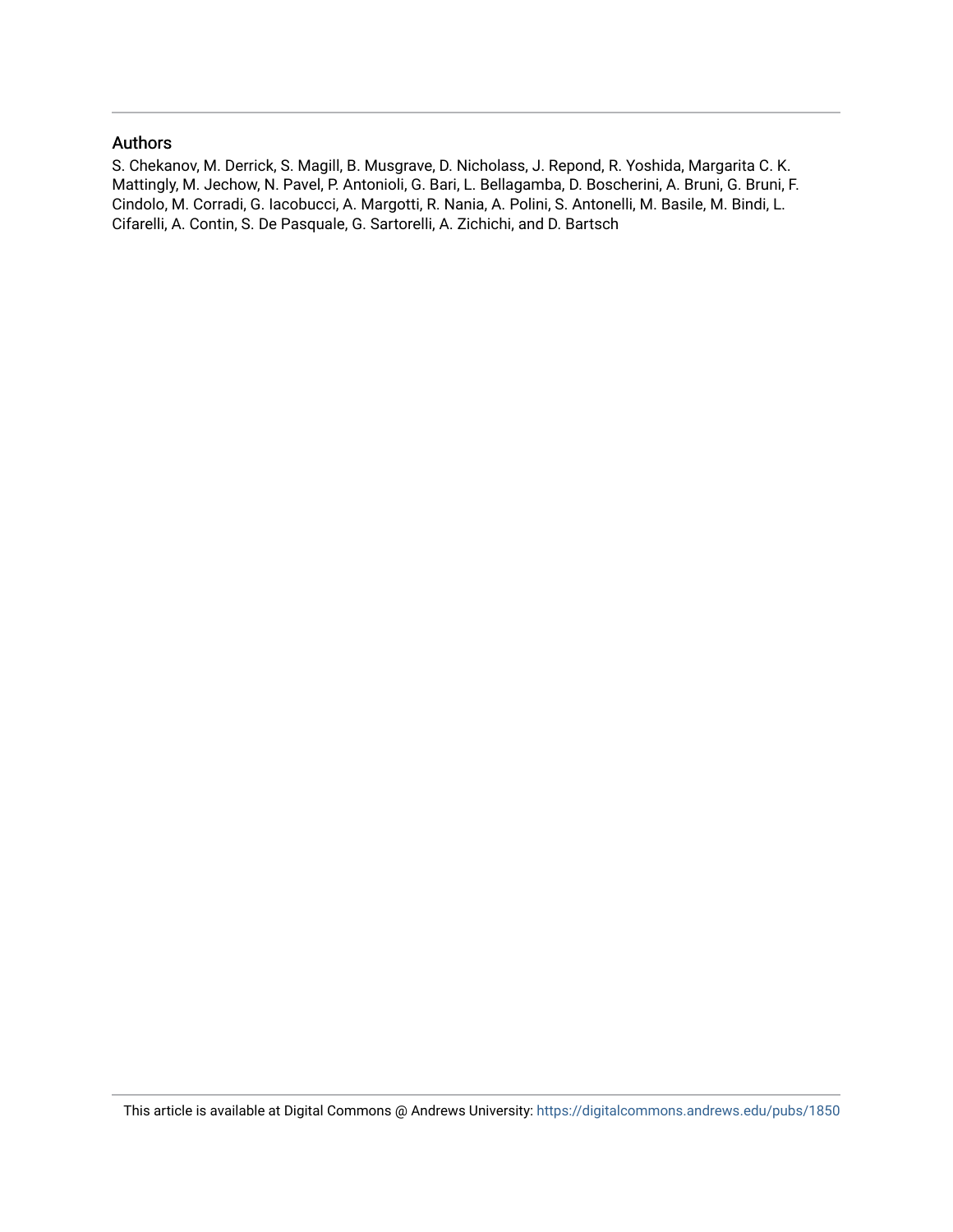## Authors

S. Chekanov, M. Derrick, S. Magill, B. Musgrave, D. Nicholass, J. Repond, R. Yoshida, Margarita C. K. Mattingly, M. Jechow, N. Pavel, P. Antonioli, G. Bari, L. Bellagamba, D. Boscherini, A. Bruni, G. Bruni, F. Cindolo, M. Corradi, G. Iacobucci, A. Margotti, R. Nania, A. Polini, S. Antonelli, M. Basile, M. Bindi, L. Cifarelli, A. Contin, S. De Pasquale, G. Sartorelli, A. Zichichi, and D. Bartsch

This article is available at Digital Commons @ Andrews University: https://digitalcommons.andrews.edu/pubs/1850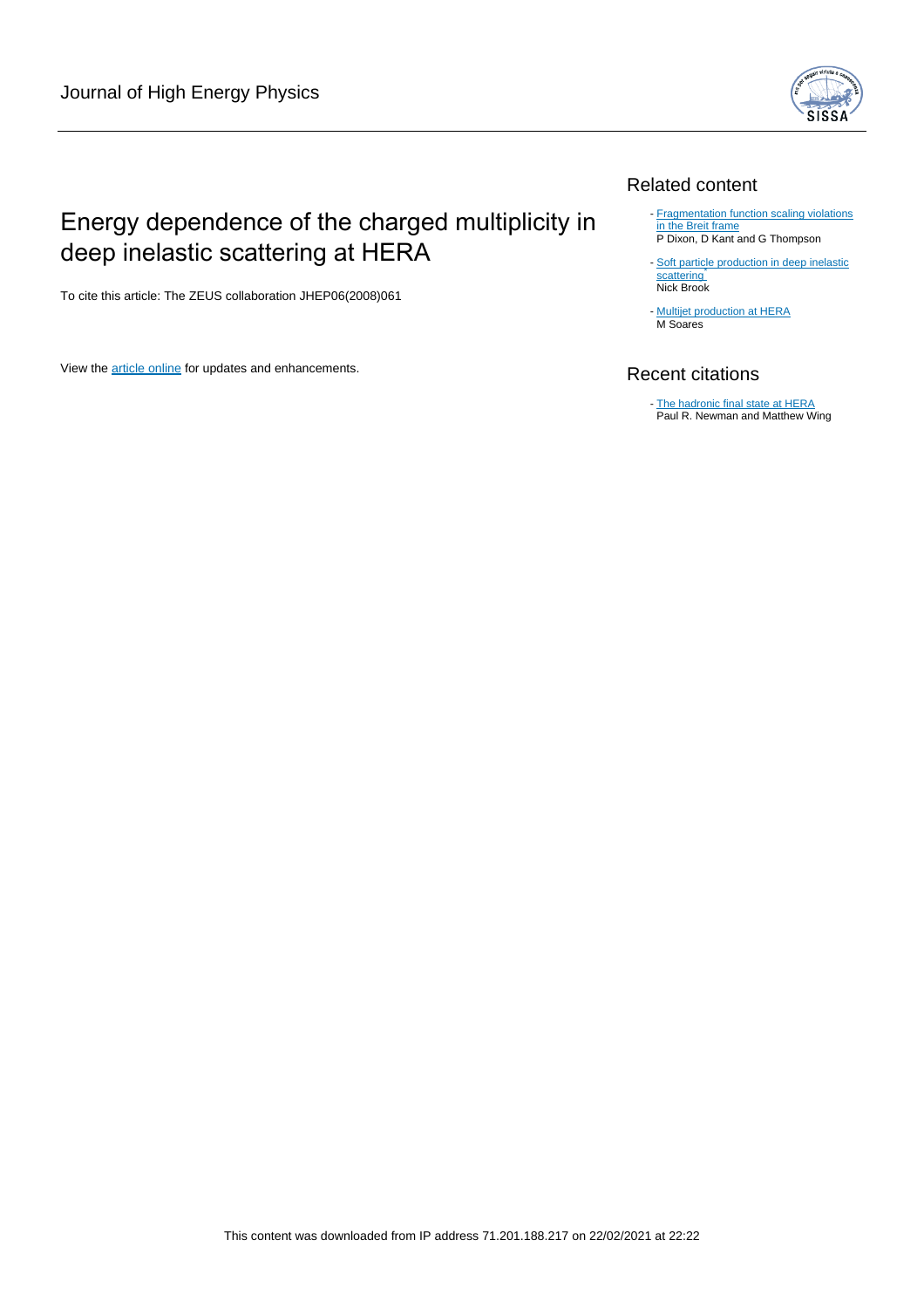Journal of High Energy Physics

# Energy dependence of the charged multiplicity in deep inelastic scattering at HERA

To cite this article: The ZEUS collaboration JHEP06(2008)061

View the article online for updates and enhancements.

## Related content

- Fragmentation function scaling violations in the Breit frame
  P Dixon, D Kant and G Thompson
- Soft particle production in deep inelastic scattering
  Nick Brook
- Multijet production at HERA
  M Soares

## Recent citations

- The hadronic final state at HERA
  Paul R. Newman and Matthew Wing

This content was downloaded from IP address 71.201.188.217 on 22/02/2021 at 22:22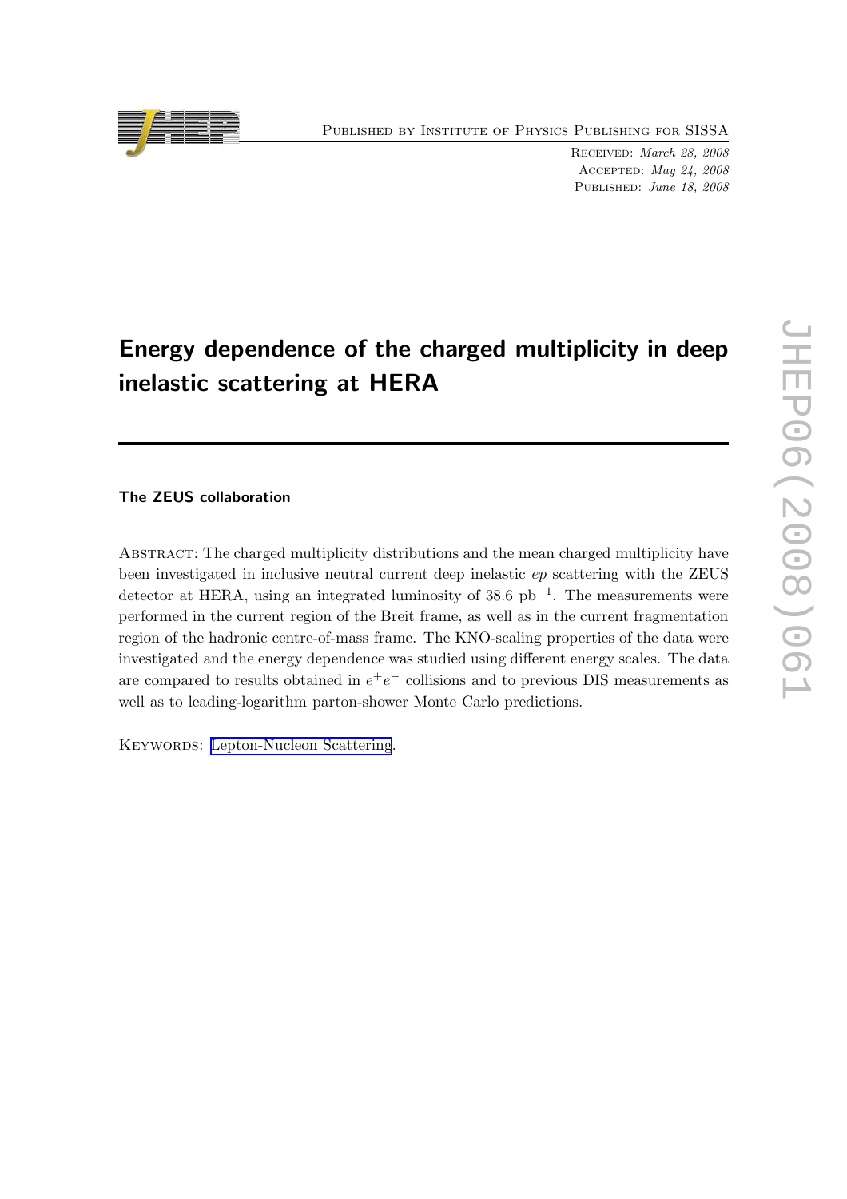# Energy dependence of the charged multiplicity in deep inelastic scattering at HERA

## The ZEUS collaboration

Abstract: The charged multiplicity distributions and the mean charged multiplicity have been investigated in inclusive neutral current deep inelastic $ep$ scattering with the ZEUS detector at HERA, using an integrated luminosity of 38.6 $\mathrm{pb}^{-1}$. The measurements were performed in the current region of the Breit frame, as well as in the current fragmentation region of the hadronic centre-of-mass frame. The KNO-scaling properties of the data were investigated and the energy dependence was studied using different energy scales. The data are compared to results obtained in $e^+e^-$ collisions and to previous DIS measurements as well as to leading-logarithm parton-shower Monte Carlo predictions.

Keywords: Lepton-Nucleon Scattering.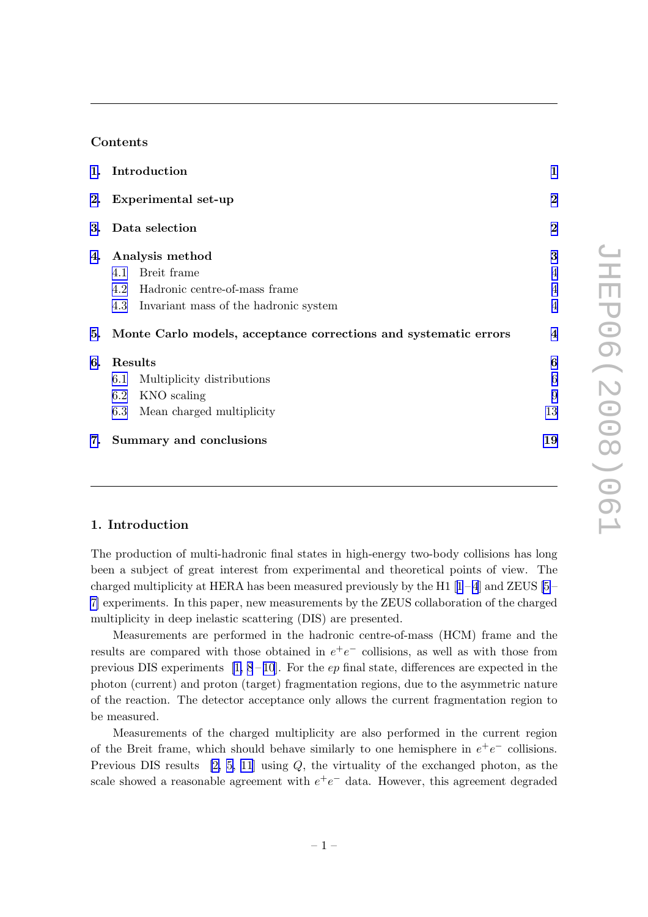## Contents

| | | |
|---|---|---|
| **1. Introduction** | | **1** |
| **2. Experimental set-up** | | **2** |
| **3. Data selection** | | **2** |
| **4. Analysis method** | | **3** |
| | 4.1 Breit frame | 4 |
| | 4.2 Hadronic centre-of-mass frame | 4 |
| | 4.3 Invariant mass of the hadronic system | 4 |
| **5. Monte Carlo models, acceptance corrections and systematic errors** | | **4** |
| **6. Results** | | **6** |
| | 6.1 Multiplicity distributions | 6 |
| | 6.2 KNO scaling | 9 |
| | 6.3 Mean charged multiplicity | 13 |
| **7. Summary and conclusions** | | **19** |

## 1. Introduction

The production of multi-hadronic final states in high-energy two-body collisions has long been a subject of great interest from experimental and theoretical points of view. The charged multiplicity at HERA has been measured previously by the H1 [1]–[4] and ZEUS [5]–[7] experiments. In this paper, new measurements by the ZEUS collaboration of the charged multiplicity in deep inelastic scattering (DIS) are presented.

Measurements are performed in the hadronic centre-of-mass (HCM) frame and the results are compared with those obtained in $e^+e^-$ collisions, as well as with those from previous DIS experiments [1, 8–10]. For the $ep$ final state, differences are expected in the photon (current) and proton (target) fragmentation regions, due to the asymmetric nature of the reaction. The detector acceptance only allows the current fragmentation region to be measured.

Measurements of the charged multiplicity are also performed in the current region of the Breit frame, which should behave similarly to one hemisphere in $e^+e^-$ collisions. Previous DIS results [2, 5, 11] using $Q$, the virtuality of the exchanged photon, as the scale showed a reasonable agreement with $e^+e^-$ data. However, this agreement degraded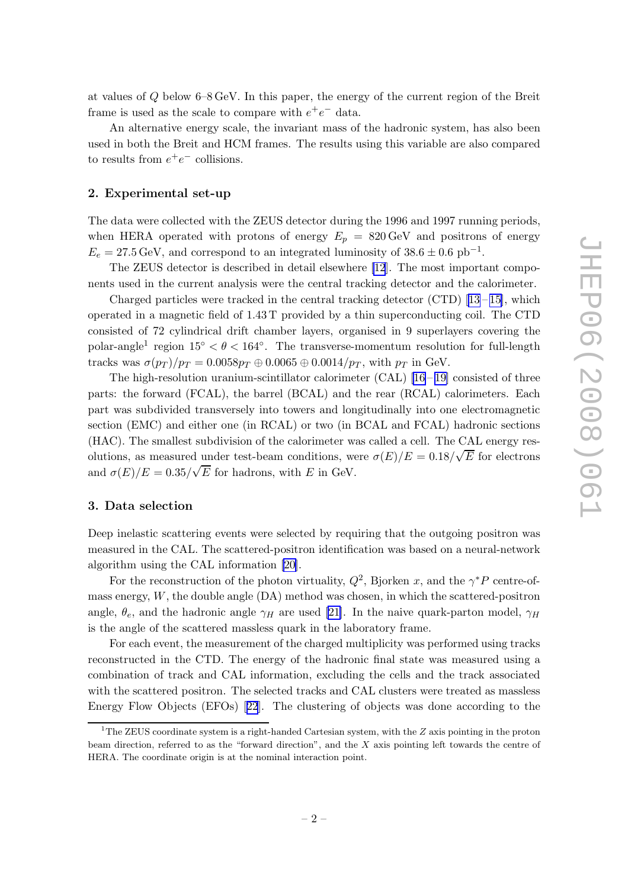at values of $Q$ below 6–8 GeV. In this paper, the energy of the current region of the Breit frame is used as the scale to compare with $e^+e^-$ data.

An alternative energy scale, the invariant mass of the hadronic system, has also been used in both the Breit and HCM frames. The results using this variable are also compared to results from $e^+e^-$ collisions.

## 2. Experimental set-up

The data were collected with the ZEUS detector during the 1996 and 1997 running periods, when HERA operated with protons of energy $E_p = 820\,\text{GeV}$ and positrons of energy $E_e = 27.5\,\text{GeV}$, and correspond to an integrated luminosity of $38.6 \pm 0.6\ \text{pb}^{-1}$.

The ZEUS detector is described in detail elsewhere [12]. The most important components used in the current analysis were the central tracking detector and the calorimeter.

Charged particles were tracked in the central tracking detector (CTD) [13–15], which operated in a magnetic field of 1.43 T provided by a thin superconducting coil. The CTD consisted of 72 cylindrical drift chamber layers, organised in 9 superlayers covering the polar-angle[1] region $15^\circ < \theta < 164^\circ$. The transverse-momentum resolution for full-length tracks was $\sigma(p_T)/p_T = 0.0058 p_T \oplus 0.0065 \oplus 0.0014/p_T$, with $p_T$ in GeV.

The high-resolution uranium-scintillator calorimeter (CAL) [16–19] consisted of three parts: the forward (FCAL), the barrel (BCAL) and the rear (RCAL) calorimeters. Each part was subdivided transversely into towers and longitudinally into one electromagnetic section (EMC) and either one (in RCAL) or two (in BCAL and FCAL) hadronic sections (HAC). The smallest subdivision of the calorimeter was called a cell. The CAL energy resolutions, as measured under test-beam conditions, were $\sigma(E)/E = 0.18/\sqrt{E}$ for electrons and $\sigma(E)/E = 0.35/\sqrt{E}$ for hadrons, with $E$ in GeV.

## 3. Data selection

Deep inelastic scattering events were selected by requiring that the outgoing positron was measured in the CAL. The scattered-positron identification was based on a neural-network algorithm using the CAL information [20].

For the reconstruction of the photon virtuality, $Q^2$, Bjorken $x$, and the $\gamma^* P$ centre-of-mass energy, $W$, the double angle (DA) method was chosen, in which the scattered-positron angle, $\theta_e$, and the hadronic angle $\gamma_H$ are used [21]. In the naive quark-parton model, $\gamma_H$ is the angle of the scattered massless quark in the laboratory frame.

For each event, the measurement of the charged multiplicity was performed using tracks reconstructed in the CTD. The energy of the hadronic final state was measured using a combination of track and CAL information, excluding the cells and the track associated with the scattered positron. The selected tracks and CAL clusters were treated as massless Energy Flow Objects (EFOs) [22]. The clustering of objects was done according to the

---

[1] The ZEUS coordinate system is a right-handed Cartesian system, with the $Z$ axis pointing in the proton beam direction, referred to as the "forward direction", and the $X$ axis pointing left towards the centre of HERA. The coordinate origin is at the nominal interaction point.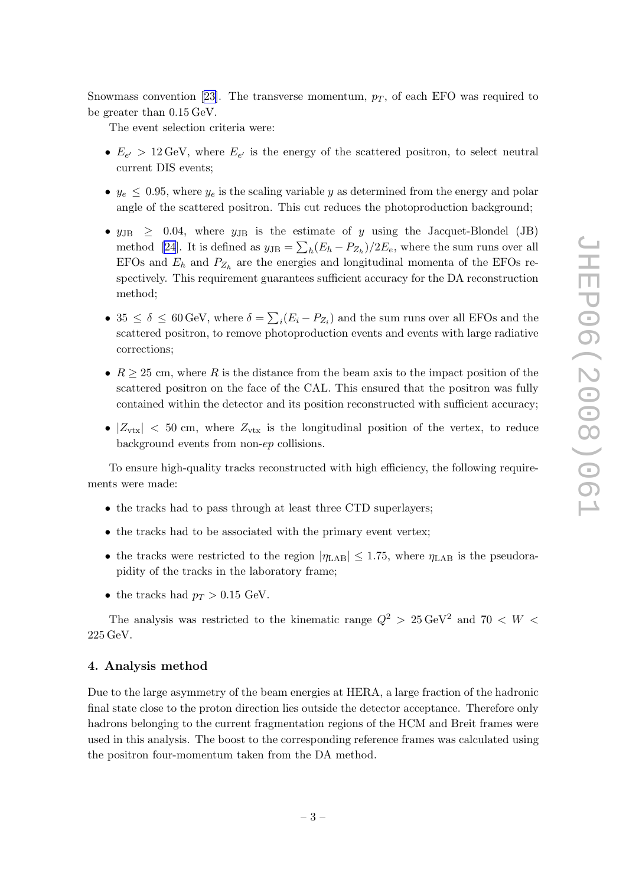Snowmass convention [23]. The transverse momentum, $p_T$, of each EFO was required to be greater than 0.15 GeV.

The event selection criteria were:

- $E_{e'} > 12\,\text{GeV}$, where $E_{e'}$ is the energy of the scattered positron, to select neutral current DIS events;
- $y_e \leq 0.95$, where $y_e$ is the scaling variable $y$ as determined from the energy and polar angle of the scattered positron. This cut reduces the photoproduction background;
- $y_{\text{JB}} \geq 0.04$, where $y_{\text{JB}}$ is the estimate of $y$ using the Jacquet-Blondel (JB) method [24]. It is defined as $y_{\text{JB}} = \sum_h (E_h - P_{Z_h})/2E_e$, where the sum runs over all EFOs and $E_h$ and $P_{Z_h}$ are the energies and longitudinal momenta of the EFOs respectively. This requirement guarantees sufficient accuracy for the DA reconstruction method;
- $35 \leq \delta \leq 60\,\text{GeV}$, where $\delta = \sum_i (E_i - P_{Z_i})$ and the sum runs over all EFOs and the scattered positron, to remove photoproduction events and events with large radiative corrections;
- $R \geq 25$ cm, where $R$ is the distance from the beam axis to the impact position of the scattered positron on the face of the CAL. This ensured that the positron was fully contained within the detector and its position reconstructed with sufficient accuracy;
- $|Z_{\text{vtx}}| < 50$ cm, where $Z_{\text{vtx}}$ is the longitudinal position of the vertex, to reduce background events from non-$ep$ collisions.

To ensure high-quality tracks reconstructed with high efficiency, the following requirements were made:

- the tracks had to pass through at least three CTD superlayers;
- the tracks had to be associated with the primary event vertex;
- the tracks were restricted to the region $|\eta_{\text{LAB}}| \leq 1.75$, where $\eta_{\text{LAB}}$ is the pseudorapidity of the tracks in the laboratory frame;
- the tracks had $p_T > 0.15$ GeV.

The analysis was restricted to the kinematic range $Q^2 > 25\,\text{GeV}^2$ and $70 < W < 225\,\text{GeV}$.

## 4. Analysis method

Due to the large asymmetry of the beam energies at HERA, a large fraction of the hadronic final state close to the proton direction lies outside the detector acceptance. Therefore only hadrons belonging to the current fragmentation regions of the HCM and Breit frames were used in this analysis. The boost to the corresponding reference frames was calculated using the positron four-momentum taken from the DA method.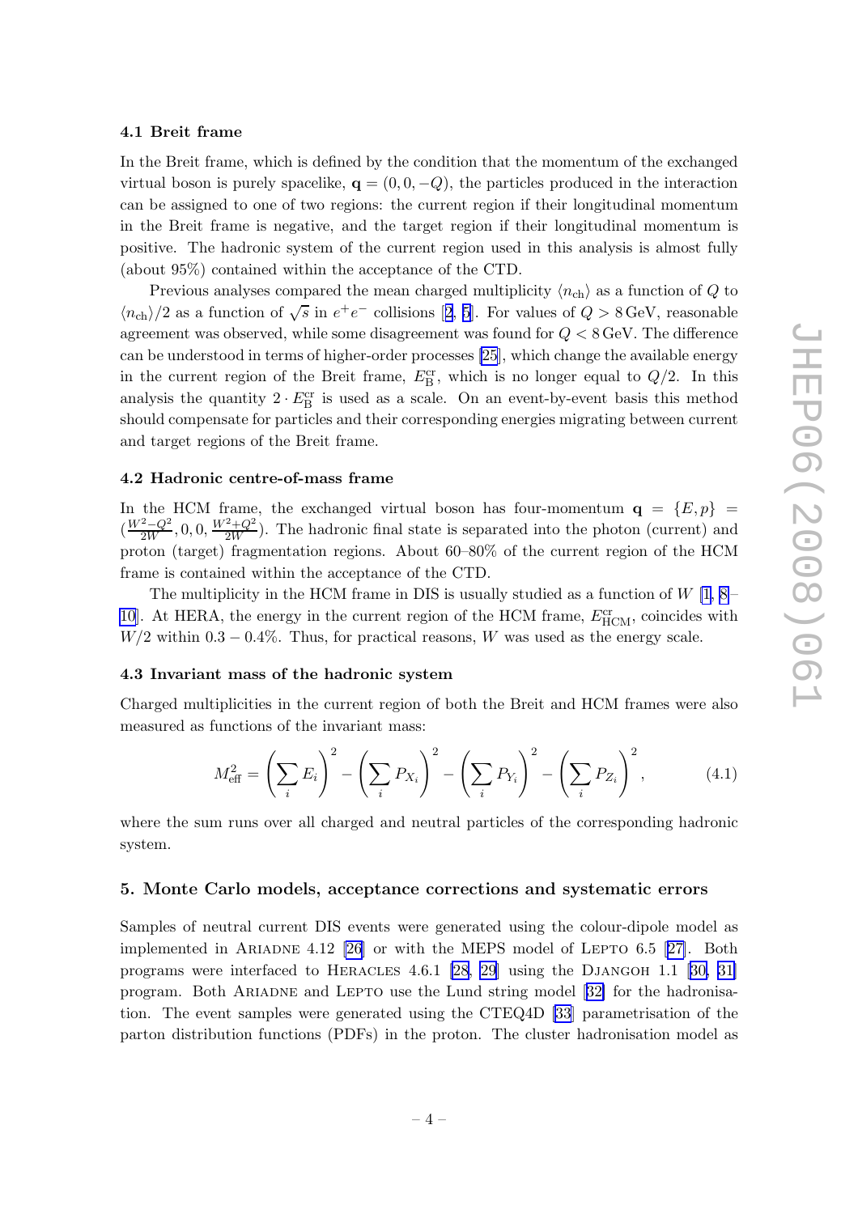### 4.1 Breit frame

In the Breit frame, which is defined by the condition that the momentum of the exchanged virtual boson is purely spacelike, $\mathbf{q} = (0, 0, -Q)$, the particles produced in the interaction can be assigned to one of two regions: the current region if their longitudinal momentum in the Breit frame is negative, and the target region if their longitudinal momentum is positive. The hadronic system of the current region used in this analysis is almost fully (about 95%) contained within the acceptance of the CTD.

Previous analyses compared the mean charged multiplicity $\langle n_{\mathrm{ch}} \rangle$ as a function of $Q$ to $\langle n_{\mathrm{ch}} \rangle/2$ as a function of $\sqrt{s}$ in $e^+e^-$ collisions [2, 5]. For values of $Q > 8\,\mathrm{GeV}$, reasonable agreement was observed, while some disagreement was found for $Q < 8\,\mathrm{GeV}$. The difference can be understood in terms of higher-order processes [25], which change the available energy in the current region of the Breit frame, $E_{\mathrm{B}}^{\mathrm{cr}}$, which is no longer equal to $Q/2$. In this analysis the quantity $2 \cdot E_{\mathrm{B}}^{\mathrm{cr}}$ is used as a scale. On an event-by-event basis this method should compensate for particles and their corresponding energies migrating between current and target regions of the Breit frame.

### 4.2 Hadronic centre-of-mass frame

In the HCM frame, the exchanged virtual boson has four-momentum $\mathbf{q} = \{E, p\} = (\frac{W^2-Q^2}{2W}, 0, 0, \frac{W^2+Q^2}{2W})$. The hadronic final state is separated into the photon (current) and proton (target) fragmentation regions. About 60–80% of the current region of the HCM frame is contained within the acceptance of the CTD.

The multiplicity in the HCM frame in DIS is usually studied as a function of $W$ [1, 8–10]. At HERA, the energy in the current region of the HCM frame, $E_{\mathrm{HCM}}^{\mathrm{cr}}$, coincides with $W/2$ within $0.3 - 0.4\%$. Thus, for practical reasons, $W$ was used as the energy scale.

### 4.3 Invariant mass of the hadronic system

Charged multiplicities in the current region of both the Breit and HCM frames were also measured as functions of the invariant mass:

$$M_{\mathrm{eff}}^2 = \left(\sum_i E_i\right)^2 - \left(\sum_i P_{X_i}\right)^2 - \left(\sum_i P_{Y_i}\right)^2 - \left(\sum_i P_{Z_i}\right)^2, \qquad (4.1)$$

where the sum runs over all charged and neutral particles of the corresponding hadronic system.

## 5. Monte Carlo models, acceptance corrections and systematic errors

Samples of neutral current DIS events were generated using the colour-dipole model as implemented in Ariadne 4.12 [26] or with the MEPS model of Lepto 6.5 [27]. Both programs were interfaced to Heracles 4.6.1 [28, 29] using the Djangoh 1.1 [30, 31] program. Both Ariadne and Lepto use the Lund string model [32] for the hadronisation. The event samples were generated using the CTEQ4D [33] parametrisation of the parton distribution functions (PDFs) in the proton. The cluster hadronisation model as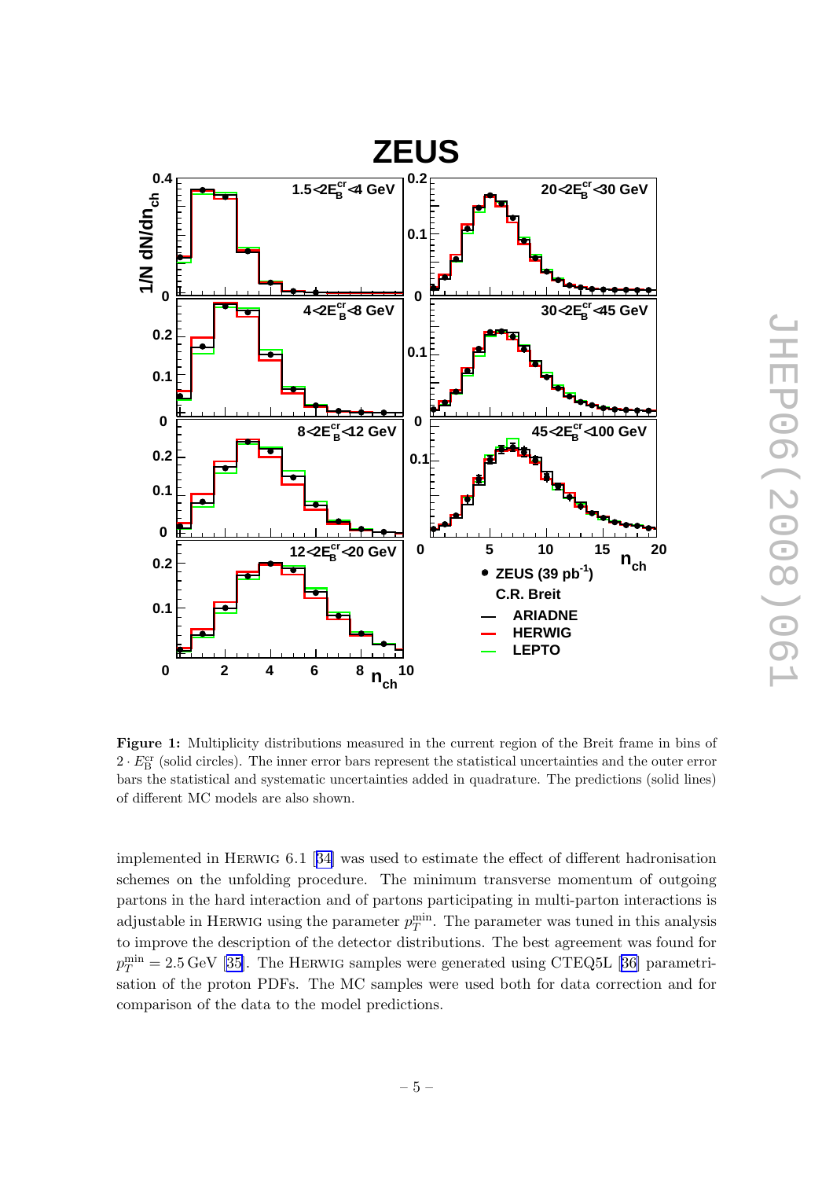**Figure 1:** Multiplicity distributions measured in the current region of the Breit frame in bins of $2 \cdot E_{\mathrm{B}}^{\mathrm{cr}}$ (solid circles). The inner error bars represent the statistical uncertainties and the outer error bars the statistical and systematic uncertainties added in quadrature. The predictions (solid lines) of different MC models are also shown.

implemented in HERWIG 6.1 [34] was used to estimate the effect of different hadronisation schemes on the unfolding procedure. The minimum transverse momentum of outgoing partons in the hard interaction and of partons participating in multi-parton interactions is adjustable in HERWIG using the parameter $p_T^{\mathrm{min}}$. The parameter was tuned in this analysis to improve the description of the detector distributions. The best agreement was found for $p_T^{\mathrm{min}} = 2.5\,\mathrm{GeV}$ [35]. The HERWIG samples were generated using CTEQ5L [36] parametrisation of the proton PDFs. The MC samples were used both for data correction and for comparison of the data to the model predictions.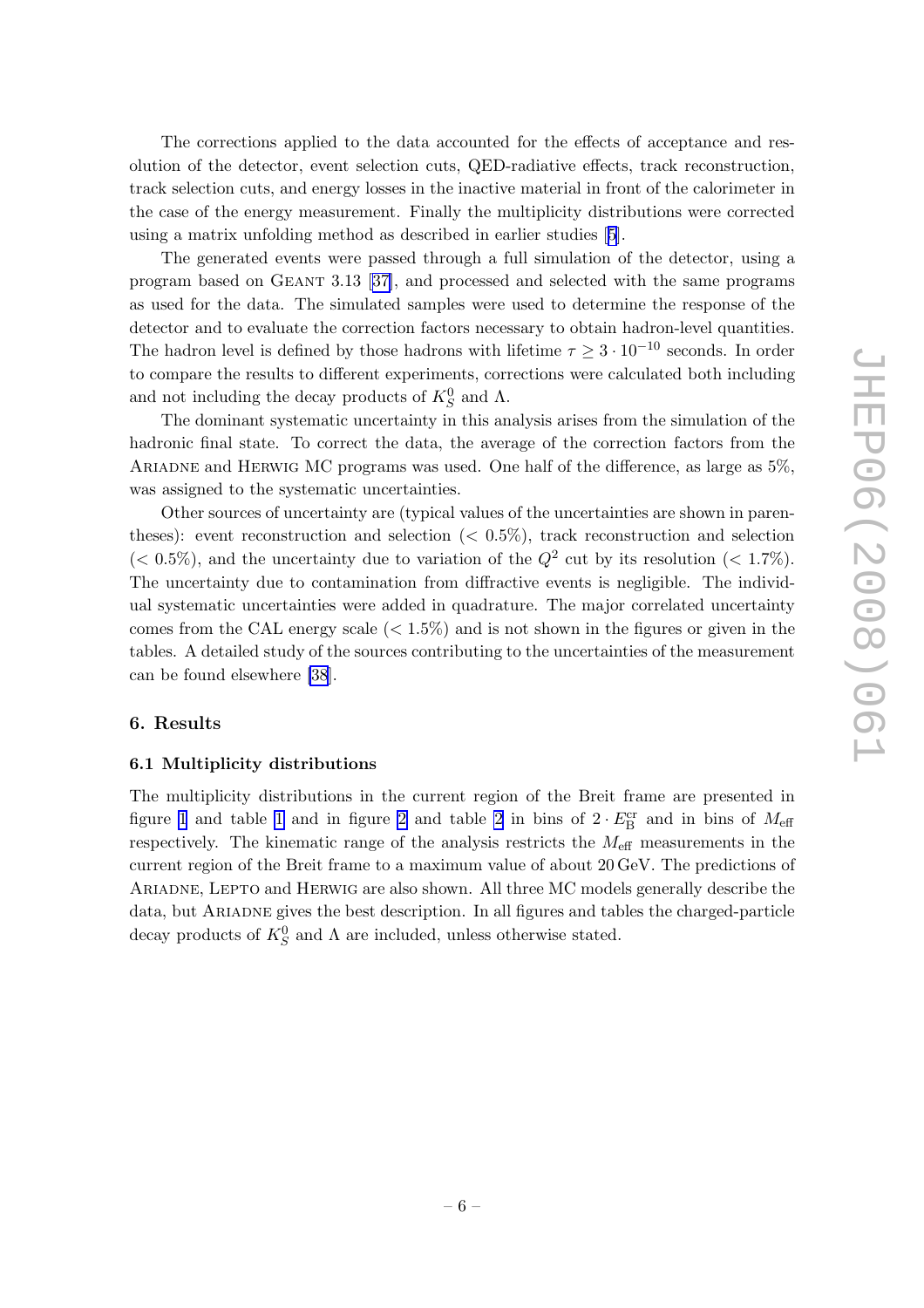The corrections applied to the data accounted for the effects of acceptance and resolution of the detector, event selection cuts, QED-radiative effects, track reconstruction, track selection cuts, and energy losses in the inactive material in front of the calorimeter in the case of the energy measurement. Finally the multiplicity distributions were corrected using a matrix unfolding method as described in earlier studies [5].

The generated events were passed through a full simulation of the detector, using a program based on GEANT 3.13 [37], and processed and selected with the same programs as used for the data. The simulated samples were used to determine the response of the detector and to evaluate the correction factors necessary to obtain hadron-level quantities. The hadron level is defined by those hadrons with lifetime $\tau \geq 3 \cdot 10^{-10}$ seconds. In order to compare the results to different experiments, corrections were calculated both including and not including the decay products of $K_S^0$ and $\Lambda$.

The dominant systematic uncertainty in this analysis arises from the simulation of the hadronic final state. To correct the data, the average of the correction factors from the ARIADNE and HERWIG MC programs was used. One half of the difference, as large as 5%, was assigned to the systematic uncertainties.

Other sources of uncertainty are (typical values of the uncertainties are shown in parentheses): event reconstruction and selection ($< 0.5\%$), track reconstruction and selection ($< 0.5\%$), and the uncertainty due to variation of the $Q^2$ cut by its resolution ($< 1.7\%$). The uncertainty due to contamination from diffractive events is negligible. The individual systematic uncertainties were added in quadrature. The major correlated uncertainty comes from the CAL energy scale ($< 1.5\%$) and is not shown in the figures or given in the tables. A detailed study of the sources contributing to the uncertainties of the measurement can be found elsewhere [38].

## 6. Results

### 6.1 Multiplicity distributions

The multiplicity distributions in the current region of the Breit frame are presented in figure 1 and table 1 and in figure 2 and table 2 in bins of $2 \cdot E_{\mathrm{B}}^{\mathrm{cr}}$ and in bins of $M_{\mathrm{eff}}$ respectively. The kinematic range of the analysis restricts the $M_{\mathrm{eff}}$ measurements in the current region of the Breit frame to a maximum value of about 20 GeV. The predictions of ARIADNE, LEPTO and HERWIG are also shown. All three MC models generally describe the data, but ARIADNE gives the best description. In all figures and tables the charged-particle decay products of $K_S^0$ and $\Lambda$ are included, unless otherwise stated.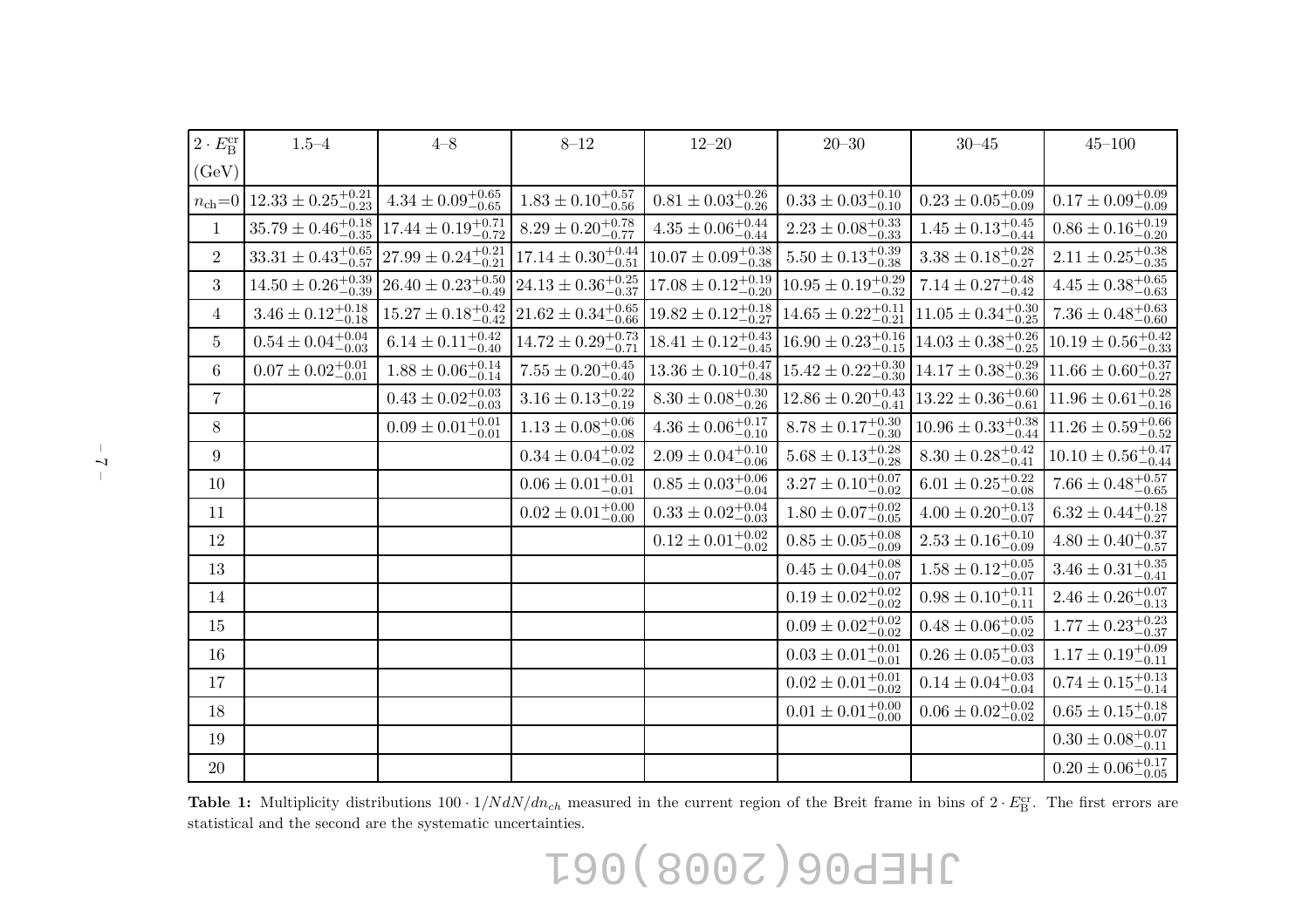| $2 \cdot E_{\rm B}^{\rm cr}$ (GeV) | 1.5–4 | 4–8 | 8–12 | 12–20 | 20–30 | 30–45 | 45–100 |
|---|---|---|---|---|---|---|---|
| $n_{\rm ch}$=0 | $12.33 \pm 0.25^{+0.21}_{-0.23}$ | $4.34 \pm 0.09^{+0.65}_{-0.65}$ | $1.83 \pm 0.10^{+0.57}_{-0.56}$ | $0.81 \pm 0.03^{+0.26}_{-0.26}$ | $0.33 \pm 0.03^{+0.10}_{-0.10}$ | $0.23 \pm 0.05^{+0.09}_{-0.09}$ | $0.17 \pm 0.09^{+0.09}_{-0.09}$ |
| 1 | $35.79 \pm 0.46^{+0.18}_{-0.35}$ | $17.44 \pm 0.19^{+0.71}_{-0.72}$ | $8.29 \pm 0.20^{+0.78}_{-0.77}$ | $4.35 \pm 0.06^{+0.44}_{-0.44}$ | $2.23 \pm 0.08^{+0.33}_{-0.33}$ | $1.45 \pm 0.13^{+0.45}_{-0.44}$ | $0.86 \pm 0.16^{+0.19}_{-0.20}$ |
| 2 | $33.31 \pm 0.43^{+0.65}_{-0.57}$ | $27.99 \pm 0.24^{+0.21}_{-0.21}$ | $17.14 \pm 0.30^{+0.44}_{-0.51}$ | $10.07 \pm 0.09^{+0.38}_{-0.38}$ | $5.50 \pm 0.13^{+0.39}_{-0.38}$ | $3.38 \pm 0.18^{+0.28}_{-0.27}$ | $2.11 \pm 0.25^{+0.38}_{-0.35}$ |
| 3 | $14.50 \pm 0.26^{+0.39}_{-0.39}$ | $26.40 \pm 0.23^{+0.50}_{-0.49}$ | $24.13 \pm 0.36^{+0.25}_{-0.37}$ | $17.08 \pm 0.12^{+0.19}_{-0.20}$ | $10.95 \pm 0.19^{+0.29}_{-0.32}$ | $7.14 \pm 0.27^{+0.48}_{-0.42}$ | $4.45 \pm 0.38^{+0.65}_{-0.63}$ |
| 4 | $3.46 \pm 0.12^{+0.18}_{-0.18}$ | $15.27 \pm 0.18^{+0.42}_{-0.42}$ | $21.62 \pm 0.34^{+0.65}_{-0.66}$ | $19.82 \pm 0.12^{+0.18}_{-0.27}$ | $14.65 \pm 0.22^{+0.11}_{-0.21}$ | $11.05 \pm 0.34^{+0.30}_{-0.25}$ | $7.36 \pm 0.48^{+0.63}_{-0.60}$ |
| 5 | $0.54 \pm 0.04^{+0.04}_{-0.03}$ | $6.14 \pm 0.11^{+0.42}_{-0.40}$ | $14.72 \pm 0.29^{+0.73}_{-0.71}$ | $18.41 \pm 0.12^{+0.43}_{-0.45}$ | $16.90 \pm 0.23^{+0.16}_{-0.15}$ | $14.03 \pm 0.38^{+0.26}_{-0.25}$ | $10.19 \pm 0.56^{+0.42}_{-0.33}$ |
| 6 | $0.07 \pm 0.02^{+0.01}_{-0.01}$ | $1.88 \pm 0.06^{+0.14}_{-0.14}$ | $7.55 \pm 0.20^{+0.45}_{-0.40}$ | $13.36 \pm 0.10^{+0.47}_{-0.48}$ | $15.42 \pm 0.22^{+0.30}_{-0.30}$ | $14.17 \pm 0.38^{+0.29}_{-0.36}$ | $11.66 \pm 0.60^{+0.37}_{-0.27}$ |
| 7 | | $0.43 \pm 0.02^{+0.03}_{-0.03}$ | $3.16 \pm 0.13^{+0.22}_{-0.19}$ | $8.30 \pm 0.08^{+0.30}_{-0.26}$ | $12.86 \pm 0.20^{+0.43}_{-0.41}$ | $13.22 \pm 0.36^{+0.60}_{-0.61}$ | $11.96 \pm 0.61^{+0.28}_{-0.16}$ |
| 8 | | $0.09 \pm 0.01^{+0.01}_{-0.01}$ | $1.13 \pm 0.08^{+0.06}_{-0.08}$ | $4.36 \pm 0.06^{+0.17}_{-0.10}$ | $8.78 \pm 0.17^{+0.30}_{-0.30}$ | $10.96 \pm 0.33^{+0.38}_{-0.44}$ | $11.26 \pm 0.59^{+0.66}_{-0.52}$ |
| 9 | | | $0.34 \pm 0.04^{+0.02}_{-0.02}$ | $2.09 \pm 0.04^{+0.10}_{-0.06}$ | $5.68 \pm 0.13^{+0.28}_{-0.28}$ | $8.30 \pm 0.28^{+0.42}_{-0.41}$ | $10.10 \pm 0.56^{+0.47}_{-0.44}$ |
| 10 | | | $0.06 \pm 0.01^{+0.01}_{-0.01}$ | $0.85 \pm 0.03^{+0.06}_{-0.04}$ | $3.27 \pm 0.10^{+0.07}_{-0.02}$ | $6.01 \pm 0.25^{+0.22}_{-0.08}$ | $7.66 \pm 0.48^{+0.57}_{-0.65}$ |
| 11 | | | $0.02 \pm 0.01^{+0.00}_{-0.00}$ | $0.33 \pm 0.02^{+0.04}_{-0.03}$ | $1.80 \pm 0.07^{+0.02}_{-0.05}$ | $4.00 \pm 0.20^{+0.13}_{-0.07}$ | $6.32 \pm 0.44^{+0.18}_{-0.27}$ |
| 12 | | | | $0.12 \pm 0.01^{+0.02}_{-0.02}$ | $0.85 \pm 0.05^{+0.08}_{-0.09}$ | $2.53 \pm 0.16^{+0.10}_{-0.09}$ | $4.80 \pm 0.40^{+0.37}_{-0.57}$ |
| 13 | | | | | $0.45 \pm 0.04^{+0.08}_{-0.07}$ | $1.58 \pm 0.12^{+0.05}_{-0.07}$ | $3.46 \pm 0.31^{+0.35}_{-0.41}$ |
| 14 | | | | | $0.19 \pm 0.02^{+0.02}_{-0.02}$ | $0.98 \pm 0.10^{+0.11}_{-0.11}$ | $2.46 \pm 0.26^{+0.07}_{-0.13}$ |
| 15 | | | | | $0.09 \pm 0.02^{+0.02}_{-0.02}$ | $0.48 \pm 0.06^{+0.05}_{-0.02}$ | $1.77 \pm 0.23^{+0.23}_{-0.37}$ |
| 16 | | | | | $0.03 \pm 0.01^{+0.01}_{-0.01}$ | $0.26 \pm 0.05^{+0.03}_{-0.03}$ | $1.17 \pm 0.19^{+0.09}_{-0.11}$ |
| 17 | | | | | $0.02 \pm 0.01^{+0.01}_{-0.02}$ | $0.14 \pm 0.04^{+0.03}_{-0.04}$ | $0.74 \pm 0.15^{+0.13}_{-0.14}$ |
| 18 | | | | | $0.01 \pm 0.01^{+0.00}_{-0.00}$ | $0.06 \pm 0.02^{+0.02}_{-0.02}$ | $0.65 \pm 0.15^{+0.18}_{-0.07}$ |
| 19 | | | | | | | $0.30 \pm 0.08^{+0.07}_{-0.11}$ |
| 20 | | | | | | | $0.20 \pm 0.06^{+0.17}_{-0.05}$ |

**Table 1:** Multiplicity distributions $100 \cdot 1/N dN/dn_{ch}$ measured in the current region of the Breit frame in bins of $2 \cdot E_{\rm B}^{\rm cr}$. The first errors are statistical and the second are the systematic uncertainties.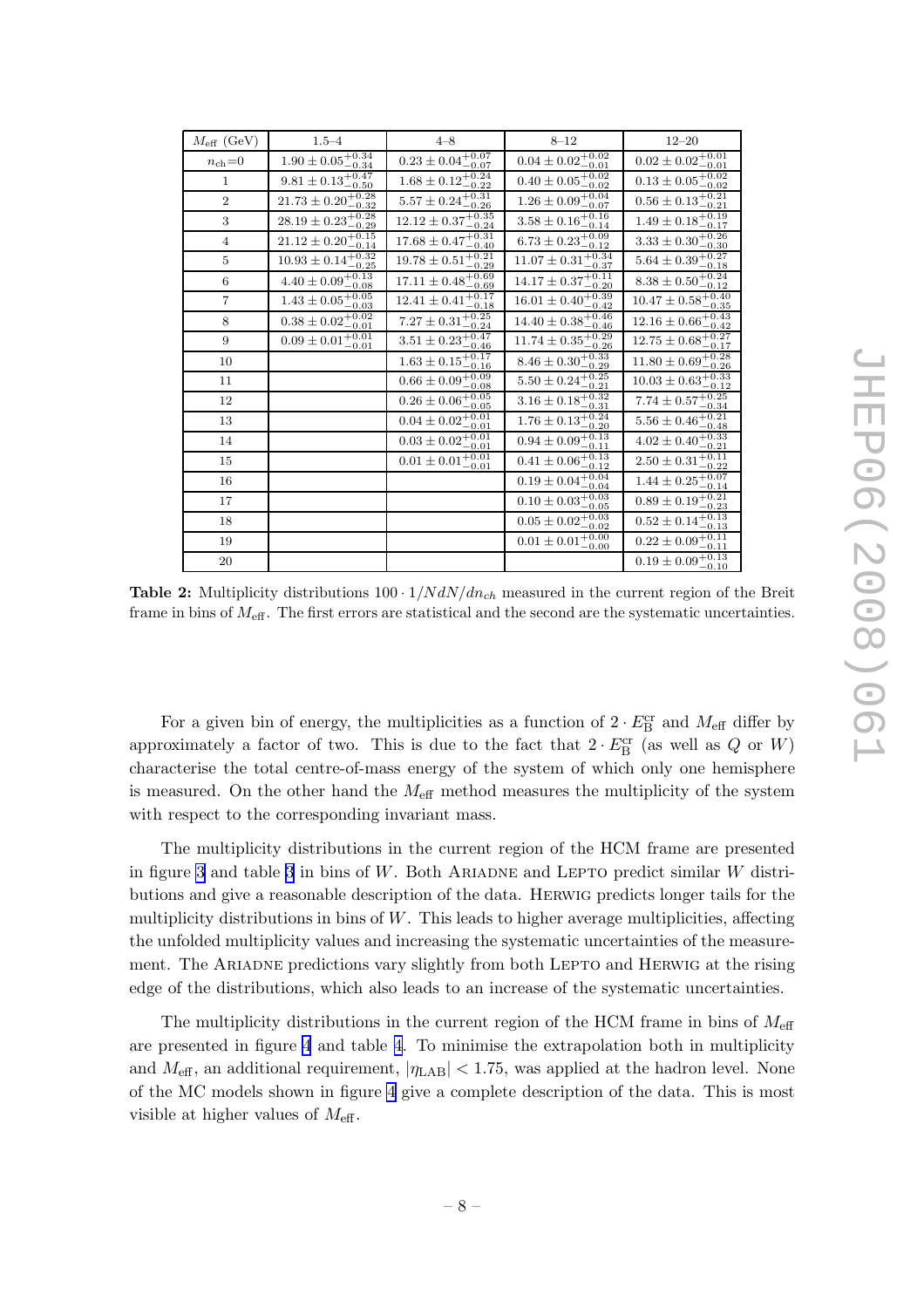| $M_{\rm eff}$ (GeV) | 1.5–4 | 4–8 | 8–12 | 12–20 |
|---|---|---|---|---|
| $n_{\rm ch}$=0 | $1.90 \pm 0.05^{+0.34}_{-0.34}$ | $0.23 \pm 0.04^{+0.07}_{-0.07}$ | $0.04 \pm 0.02^{+0.02}_{-0.01}$ | $0.02 \pm 0.02^{+0.01}_{-0.01}$ |
| 1 | $9.81 \pm 0.13^{+0.47}_{-0.50}$ | $1.68 \pm 0.12^{+0.24}_{-0.22}$ | $0.40 \pm 0.05^{+0.02}_{-0.02}$ | $0.13 \pm 0.05^{+0.02}_{-0.02}$ |
| 2 | $21.73 \pm 0.20^{+0.28}_{-0.32}$ | $5.57 \pm 0.24^{+0.31}_{-0.26}$ | $1.26 \pm 0.09^{+0.04}_{-0.07}$ | $0.56 \pm 0.13^{+0.21}_{-0.21}$ |
| 3 | $28.19 \pm 0.23^{+0.28}_{-0.29}$ | $12.12 \pm 0.37^{+0.35}_{-0.24}$ | $3.58 \pm 0.16^{+0.16}_{-0.14}$ | $1.49 \pm 0.18^{+0.19}_{-0.17}$ |
| 4 | $21.12 \pm 0.20^{+0.15}_{-0.14}$ | $17.68 \pm 0.47^{+0.31}_{-0.40}$ | $6.73 \pm 0.23^{+0.09}_{-0.12}$ | $3.33 \pm 0.30^{+0.26}_{-0.30}$ |
| 5 | $10.93 \pm 0.14^{+0.32}_{-0.25}$ | $19.78 \pm 0.51^{+0.21}_{-0.29}$ | $11.07 \pm 0.31^{+0.34}_{-0.37}$ | $5.64 \pm 0.39^{+0.27}_{-0.18}$ |
| 6 | $4.40 \pm 0.09^{+0.13}_{-0.08}$ | $17.11 \pm 0.48^{+0.69}_{-0.69}$ | $14.17 \pm 0.37^{+0.11}_{-0.20}$ | $8.38 \pm 0.50^{+0.24}_{-0.12}$ |
| 7 | $1.43 \pm 0.05^{+0.05}_{-0.03}$ | $12.41 \pm 0.41^{+0.17}_{-0.18}$ | $16.01 \pm 0.40^{+0.39}_{-0.42}$ | $10.47 \pm 0.58^{+0.40}_{-0.35}$ |
| 8 | $0.38 \pm 0.02^{+0.02}_{-0.01}$ | $7.27 \pm 0.31^{+0.25}_{-0.24}$ | $14.40 \pm 0.38^{+0.46}_{-0.46}$ | $12.16 \pm 0.66^{+0.43}_{-0.42}$ |
| 9 | $0.09 \pm 0.01^{+0.01}_{-0.01}$ | $3.51 \pm 0.23^{+0.47}_{-0.46}$ | $11.74 \pm 0.35^{+0.29}_{-0.26}$ | $12.75 \pm 0.68^{+0.27}_{-0.17}$ |
| 10 | | $1.63 \pm 0.15^{+0.17}_{-0.16}$ | $8.46 \pm 0.30^{+0.33}_{-0.29}$ | $11.80 \pm 0.69^{+0.28}_{-0.26}$ |
| 11 | | $0.66 \pm 0.09^{+0.09}_{-0.08}$ | $5.50 \pm 0.24^{+0.25}_{-0.21}$ | $10.03 \pm 0.63^{+0.33}_{-0.12}$ |
| 12 | | $0.26 \pm 0.06^{+0.05}_{-0.05}$ | $3.16 \pm 0.18^{+0.32}_{-0.31}$ | $7.74 \pm 0.57^{+0.25}_{-0.34}$ |
| 13 | | $0.04 \pm 0.02^{+0.01}_{-0.01}$ | $1.76 \pm 0.13^{+0.24}_{-0.20}$ | $5.56 \pm 0.46^{+0.21}_{-0.48}$ |
| 14 | | $0.03 \pm 0.02^{+0.01}_{-0.01}$ | $0.94 \pm 0.09^{+0.13}_{-0.11}$ | $4.02 \pm 0.40^{+0.33}_{-0.21}$ |
| 15 | | $0.01 \pm 0.01^{+0.01}_{-0.01}$ | $0.41 \pm 0.06^{+0.13}_{-0.12}$ | $2.50 \pm 0.31^{+0.11}_{-0.22}$ |
| 16 | | | $0.19 \pm 0.04^{+0.04}_{-0.04}$ | $1.44 \pm 0.25^{+0.07}_{-0.14}$ |
| 17 | | | $0.10 \pm 0.03^{+0.03}_{-0.05}$ | $0.89 \pm 0.19^{+0.21}_{-0.23}$ |
| 18 | | | $0.05 \pm 0.02^{+0.03}_{-0.02}$ | $0.52 \pm 0.14^{+0.13}_{-0.13}$ |
| 19 | | | $0.01 \pm 0.01^{+0.00}_{-0.00}$ | $0.22 \pm 0.09^{+0.11}_{-0.11}$ |
| 20 | | | | $0.19 \pm 0.09^{+0.13}_{-0.10}$ |

**Table 2:** Multiplicity distributions $100 \cdot 1/NdN/dn_{ch}$ measured in the current region of the Breit frame in bins of $M_{\rm eff}$. The first errors are statistical and the second are the systematic uncertainties.

For a given bin of energy, the multiplicities as a function of $2 \cdot E_{\rm B}^{\rm cr}$ and $M_{\rm eff}$ differ by approximately a factor of two. This is due to the fact that $2 \cdot E_{\rm B}^{\rm cr}$ (as well as $Q$ or $W$) characterise the total centre-of-mass energy of the system of which only one hemisphere is measured. On the other hand the $M_{\rm eff}$ method measures the multiplicity of the system with respect to the corresponding invariant mass.

The multiplicity distributions in the current region of the HCM frame are presented in figure 3 and table 3 in bins of $W$. Both Ariadne and Lepto predict similar $W$ distributions and give a reasonable description of the data. Herwig predicts longer tails for the multiplicity distributions in bins of $W$. This leads to higher average multiplicities, affecting the unfolded multiplicity values and increasing the systematic uncertainties of the measurement. The Ariadne predictions vary slightly from both Lepto and Herwig at the rising edge of the distributions, which also leads to an increase of the systematic uncertainties.

The multiplicity distributions in the current region of the HCM frame in bins of $M_{\rm eff}$ are presented in figure 4 and table 4. To minimise the extrapolation both in multiplicity and $M_{\rm eff}$, an additional requirement, $|\eta_{\rm LAB}| < 1.75$, was applied at the hadron level. None of the MC models shown in figure 4 give a complete description of the data. This is most visible at higher values of $M_{\rm eff}$.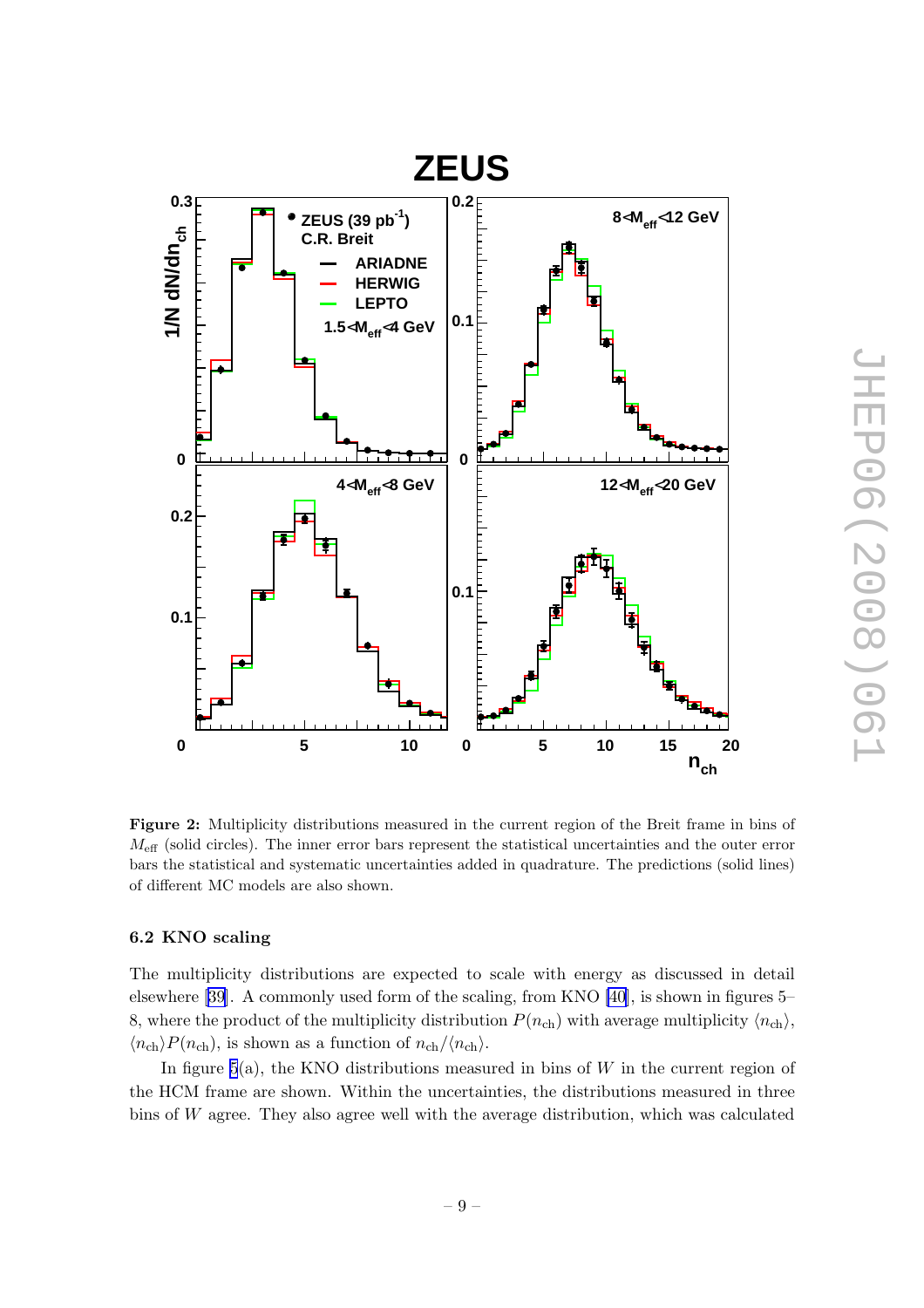**Figure 2:** Multiplicity distributions measured in the current region of the Breit frame in bins of $M_{\rm eff}$ (solid circles). The inner error bars represent the statistical uncertainties and the outer error bars the statistical and systematic uncertainties added in quadrature. The predictions (solid lines) of different MC models are also shown.

### 6.2 KNO scaling

The multiplicity distributions are expected to scale with energy as discussed in detail elsewhere [39]. A commonly used form of the scaling, from KNO [40], is shown in figures 5–8, where the product of the multiplicity distribution $P(n_{\rm ch})$ with average multiplicity $\langle n_{\rm ch}\rangle$, $\langle n_{\rm ch}\rangle P(n_{\rm ch})$, is shown as a function of $n_{\rm ch}/\langle n_{\rm ch}\rangle$.

In figure 5(a), the KNO distributions measured in bins of $W$ in the current region of the HCM frame are shown. Within the uncertainties, the distributions measured in three bins of $W$ agree. They also agree well with the average distribution, which was calculated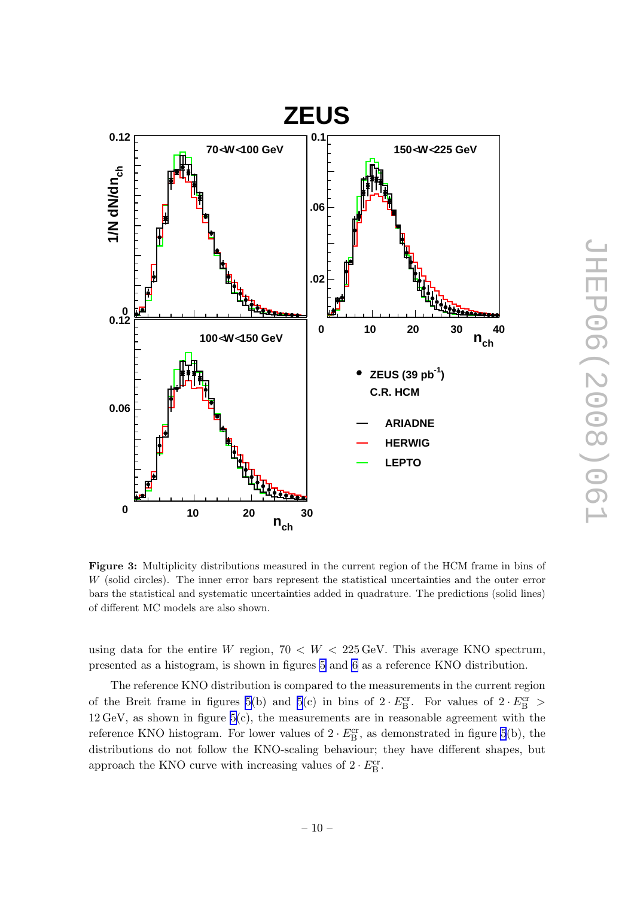**Figure 3:** Multiplicity distributions measured in the current region of the HCM frame in bins of $W$ (solid circles). The inner error bars represent the statistical uncertainties and the outer error bars the statistical and systematic uncertainties added in quadrature. The predictions (solid lines) of different MC models are also shown.

using data for the entire $W$ region, $70 < W < 225\,\text{GeV}$. This average KNO spectrum, presented as a histogram, is shown in figures 5 and 6 as a reference KNO distribution.

The reference KNO distribution is compared to the measurements in the current region of the Breit frame in figures 5(b) and 5(c) in bins of $2 \cdot E_{\text{B}}^{\text{cr}}$. For values of $2 \cdot E_{\text{B}}^{\text{cr}} > 12\,\text{GeV}$, as shown in figure 5(c), the measurements are in reasonable agreement with the reference KNO histogram. For lower values of $2 \cdot E_{\text{B}}^{\text{cr}}$, as demonstrated in figure 5(b), the distributions do not follow the KNO-scaling behaviour; they have different shapes, but approach the KNO curve with increasing values of $2 \cdot E_{\text{B}}^{\text{cr}}$.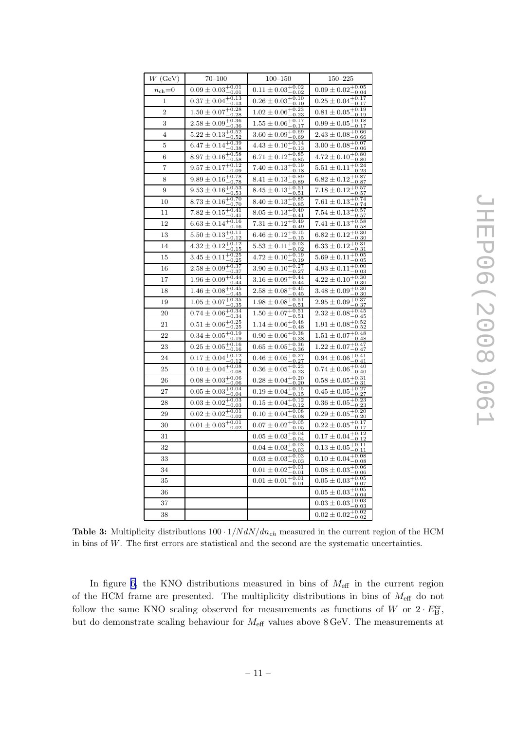| $W$ (GeV) | 70–100 | 100–150 | 150–225 |
|---|---|---|---|
| $n_{\rm ch}$=0 | $0.09 \pm 0.03^{+0.01}_{-0.01}$ | $0.11 \pm 0.03^{+0.02}_{-0.02}$ | $0.09 \pm 0.02^{+0.05}_{-0.04}$ |
| 1 | $0.37 \pm 0.04^{+0.13}_{-0.13}$ | $0.26 \pm 0.03^{+0.10}_{-0.10}$ | $0.25 \pm 0.04^{+0.17}_{-0.17}$ |
| 2 | $1.50 \pm 0.07^{+0.28}_{-0.28}$ | $1.02 \pm 0.06^{+0.23}_{-0.23}$ | $0.81 \pm 0.05^{+0.19}_{-0.19}$ |
| 3 | $2.58 \pm 0.09^{+0.36}_{-0.36}$ | $1.55 \pm 0.06^{+0.17}_{-0.17}$ | $0.99 \pm 0.05^{+0.18}_{-0.17}$ |
| 4 | $5.22 \pm 0.13^{+0.52}_{-0.52}$ | $3.60 \pm 0.09^{+0.69}_{-0.69}$ | $2.43 \pm 0.08^{+0.66}_{-0.66}$ |
| 5 | $6.47 \pm 0.14^{+0.39}_{-0.38}$ | $4.43 \pm 0.10^{+0.14}_{-0.13}$ | $3.00 \pm 0.08^{+0.07}_{-0.06}$ |
| 6 | $8.97 \pm 0.16^{+0.58}_{-0.58}$ | $6.71 \pm 0.12^{+0.85}_{-0.85}$ | $4.72 \pm 0.10^{+0.80}_{-0.80}$ |
| 7 | $9.57 \pm 0.17^{+0.12}_{-0.09}$ | $7.40 \pm 0.13^{+0.19}_{-0.18}$ | $5.51 \pm 0.11^{+0.24}_{-0.23}$ |
| 8 | $9.89 \pm 0.16^{+0.78}_{-0.78}$ | $8.41 \pm 0.13^{+0.89}_{-0.89}$ | $6.82 \pm 0.12^{+0.87}_{-0.87}$ |
| 9 | $9.53 \pm 0.16^{+0.53}_{-0.53}$ | $8.45 \pm 0.13^{+0.51}_{-0.51}$ | $7.18 \pm 0.12^{+0.57}_{-0.57}$ |
| 10 | $8.73 \pm 0.16^{+0.70}_{-0.70}$ | $8.40 \pm 0.13^{+0.85}_{-0.85}$ | $7.61 \pm 0.13^{+0.74}_{-0.74}$ |
| 11 | $7.82 \pm 0.15^{+0.41}_{-0.41}$ | $8.05 \pm 0.13^{+0.40}_{-0.41}$ | $7.54 \pm 0.13^{+0.57}_{-0.57}$ |
| 12 | $6.63 \pm 0.14^{+0.16}_{-0.16}$ | $7.31 \pm 0.12^{+0.49}_{-0.49}$ | $7.41 \pm 0.13^{+0.58}_{-0.58}$ |
| 13 | $5.50 \pm 0.13^{+0.11}_{-0.12}$ | $6.46 \pm 0.12^{+0.15}_{-0.15}$ | $6.82 \pm 0.12^{+0.30}_{-0.30}$ |
| 14 | $4.32 \pm 0.12^{+0.12}_{-0.15}$ | $5.53 \pm 0.11^{+0.03}_{-0.02}$ | $6.33 \pm 0.12^{+0.31}_{-0.31}$ |
| 15 | $3.45 \pm 0.11^{+0.25}_{-0.25}$ | $4.72 \pm 0.10^{+0.19}_{-0.19}$ | $5.69 \pm 0.11^{+0.05}_{-0.05}$ |
| 16 | $2.58 \pm 0.09^{+0.37}_{-0.37}$ | $3.90 \pm 0.10^{+0.27}_{-0.27}$ | $4.93 \pm 0.11^{+0.00}_{-0.03}$ |
| 17 | $1.96 \pm 0.09^{+0.44}_{-0.44}$ | $3.16 \pm 0.09^{+0.44}_{-0.44}$ | $4.22 \pm 0.10^{+0.30}_{-0.30}$ |
| 18 | $1.46 \pm 0.08^{+0.45}_{-0.45}$ | $2.58 \pm 0.08^{+0.45}_{-0.45}$ | $3.48 \pm 0.09^{+0.30}_{-0.30}$ |
| 19 | $1.05 \pm 0.07^{+0.35}_{-0.35}$ | $1.98 \pm 0.08^{+0.51}_{-0.51}$ | $2.95 \pm 0.09^{+0.37}_{-0.37}$ |
| 20 | $0.74 \pm 0.06^{+0.34}_{-0.34}$ | $1.50 \pm 0.07^{+0.51}_{-0.51}$ | $2.32 \pm 0.08^{+0.45}_{-0.45}$ |
| 21 | $0.51 \pm 0.06^{+0.25}_{-0.25}$ | $1.14 \pm 0.06^{+0.48}_{-0.48}$ | $1.91 \pm 0.08^{+0.52}_{-0.52}$ |
| 22 | $0.34 \pm 0.05^{+0.19}_{-0.19}$ | $0.90 \pm 0.06^{+0.38}_{-0.38}$ | $1.51 \pm 0.07^{+0.48}_{-0.48}$ |
| 23 | $0.25 \pm 0.05^{+0.16}_{-0.16}$ | $0.65 \pm 0.05^{+0.36}_{-0.36}$ | $1.22 \pm 0.07^{+0.47}_{-0.47}$ |
| 24 | $0.17 \pm 0.04^{+0.12}_{-0.12}$ | $0.46 \pm 0.05^{+0.27}_{-0.27}$ | $0.94 \pm 0.06^{+0.41}_{-0.41}$ |
| 25 | $0.10 \pm 0.04^{+0.08}_{-0.08}$ | $0.36 \pm 0.05^{+0.23}_{-0.23}$ | $0.74 \pm 0.06^{+0.40}_{-0.40}$ |
| 26 | $0.08 \pm 0.03^{+0.06}_{-0.06}$ | $0.28 \pm 0.04^{+0.20}_{-0.20}$ | $0.58 \pm 0.05^{+0.31}_{-0.31}$ |
| 27 | $0.05 \pm 0.03^{+0.04}_{-0.04}$ | $0.19 \pm 0.04^{+0.15}_{-0.15}$ | $0.45 \pm 0.05^{+0.27}_{-0.27}$ |
| 28 | $0.03 \pm 0.02^{+0.03}_{-0.03}$ | $0.15 \pm 0.04^{+0.12}_{-0.12}$ | $0.36 \pm 0.05^{+0.23}_{-0.23}$ |
| 29 | $0.02 \pm 0.02^{+0.01}_{-0.02}$ | $0.10 \pm 0.04^{+0.08}_{-0.08}$ | $0.29 \pm 0.05^{+0.20}_{-0.20}$ |
| 30 | $0.01 \pm 0.03^{+0.01}_{-0.02}$ | $0.07 \pm 0.02^{+0.05}_{-0.05}$ | $0.22 \pm 0.05^{+0.17}_{-0.17}$ |
| 31 | | $0.05 \pm 0.03^{+0.04}_{-0.04}$ | $0.17 \pm 0.04^{+0.12}_{-0.12}$ |
| 32 | | $0.04 \pm 0.03^{+0.03}_{-0.03}$ | $0.13 \pm 0.05^{+0.11}_{-0.11}$ |
| 33 | | $0.03 \pm 0.03^{+0.03}_{-0.03}$ | $0.10 \pm 0.04^{+0.08}_{-0.08}$ |
| 34 | | $0.01 \pm 0.02^{+0.01}_{-0.01}$ | $0.08 \pm 0.03^{+0.06}_{-0.06}$ |
| 35 | | $0.01 \pm 0.01^{+0.01}_{-0.01}$ | $0.05 \pm 0.03^{+0.05}_{-0.07}$ |
| 36 | | | $0.05 \pm 0.03^{+0.05}_{-0.04}$ |
| 37 | | | $0.03 \pm 0.03^{+0.03}_{-0.03}$ |
| 38 | | | $0.02 \pm 0.02^{+0.02}_{-0.02}$ |

**Table 3:** Multiplicity distributions $100 \cdot 1/N dN/dn_{ch}$ measured in the current region of the HCM in bins of $W$. The first errors are statistical and the second are the systematic uncertainties.

In figure 6, the KNO distributions measured in bins of $M_{\rm eff}$ in the current region of the HCM frame are presented. The multiplicity distributions in bins of $M_{\rm eff}$ do not follow the same KNO scaling observed for measurements as functions of $W$ or $2 \cdot E_{\rm B}^{\rm cr}$, but do demonstrate scaling behaviour for $M_{\rm eff}$ values above 8 GeV. The measurements at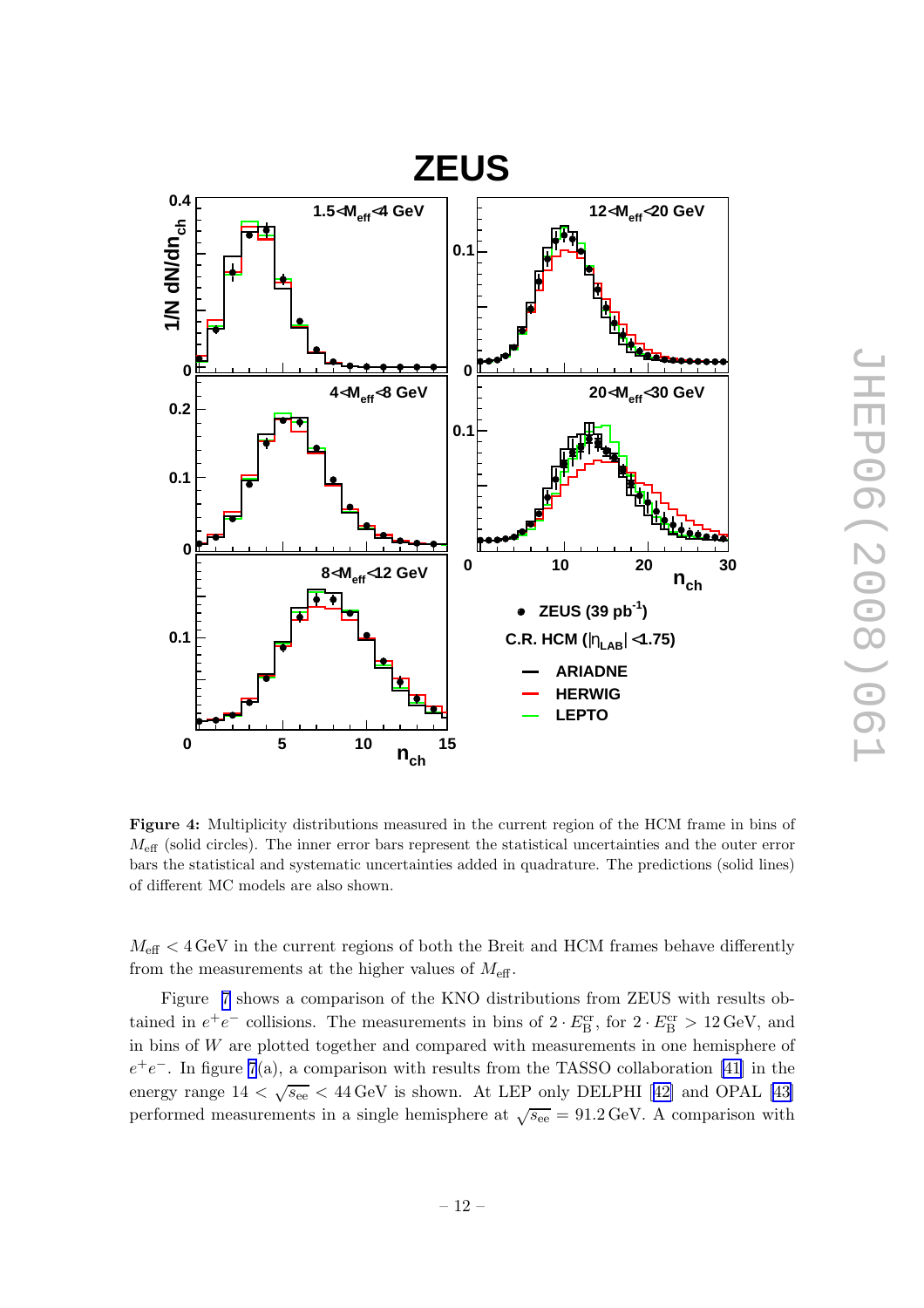**Figure 4:** Multiplicity distributions measured in the current region of the HCM frame in bins of $M_{\rm eff}$ (solid circles). The inner error bars represent the statistical uncertainties and the outer error bars the statistical and systematic uncertainties added in quadrature. The predictions (solid lines) of different MC models are also shown.

$M_{\rm eff} < 4\,\text{GeV}$ in the current regions of both the Breit and HCM frames behave differently from the measurements at the higher values of $M_{\rm eff}$.

Figure 7 shows a comparison of the KNO distributions from ZEUS with results obtained in $e^+e^-$ collisions. The measurements in bins of $2 \cdot E_{\rm B}^{\rm cr}$, for $2 \cdot E_{\rm B}^{\rm cr} > 12\,\text{GeV}$, and in bins of $W$ are plotted together and compared with measurements in one hemisphere of $e^+e^-$. In figure 7(a), a comparison with results from the TASSO collaboration [41] in the energy range $14 < \sqrt{s_{\rm ee}} < 44\,\text{GeV}$ is shown. At LEP only DELPHI [42] and OPAL [43] performed measurements in a single hemisphere at $\sqrt{s_{\rm ee}} = 91.2\,\text{GeV}$. A comparison with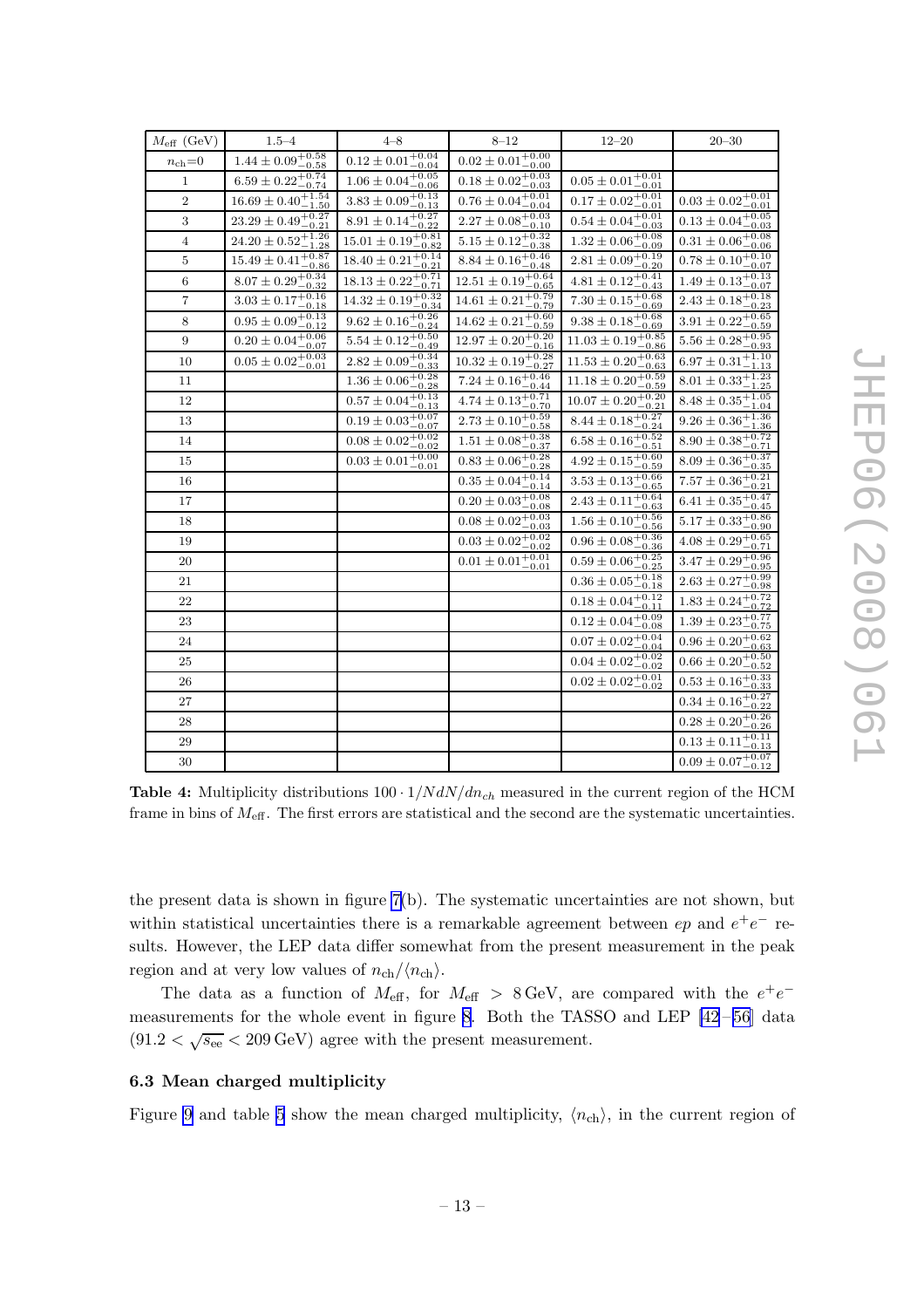| $M_{\rm eff}$ (GeV) | 1.5–4 | 4–8 | 8–12 | 12–20 | 20–30 |
|---|---|---|---|---|---|
| $n_{\rm ch}$=0 | $1.44 \pm 0.09^{+0.58}_{-0.58}$ | $0.12 \pm 0.01^{+0.04}_{-0.04}$ | $0.02 \pm 0.01^{+0.00}_{-0.00}$ | | |
| 1 | $6.59 \pm 0.22^{+0.74}_{-0.74}$ | $1.06 \pm 0.04^{+0.05}_{-0.06}$ | $0.18 \pm 0.02^{+0.03}_{-0.03}$ | $0.05 \pm 0.01^{+0.01}_{-0.01}$ | |
| 2 | $16.69 \pm 0.40^{+1.54}_{-1.50}$ | $3.83 \pm 0.09^{+0.13}_{-0.13}$ | $0.76 \pm 0.04^{+0.01}_{-0.04}$ | $0.17 \pm 0.02^{+0.01}_{-0.01}$ | $0.03 \pm 0.02^{+0.01}_{-0.01}$ |
| 3 | $23.29 \pm 0.49^{+0.27}_{-0.21}$ | $8.91 \pm 0.14^{+0.27}_{-0.22}$ | $2.27 \pm 0.08^{+0.03}_{-0.10}$ | $0.54 \pm 0.04^{+0.01}_{-0.03}$ | $0.13 \pm 0.04^{+0.05}_{-0.03}$ |
| 4 | $24.20 \pm 0.52^{+1.26}_{-1.28}$ | $15.01 \pm 0.19^{+0.81}_{-0.82}$ | $5.15 \pm 0.12^{+0.32}_{-0.38}$ | $1.32 \pm 0.06^{+0.08}_{-0.09}$ | $0.31 \pm 0.06^{+0.08}_{-0.06}$ |
| 5 | $15.49 \pm 0.41^{+0.87}_{-0.86}$ | $18.40 \pm 0.21^{+0.14}_{-0.21}$ | $8.84 \pm 0.16^{+0.46}_{-0.48}$ | $2.81 \pm 0.09^{+0.19}_{-0.20}$ | $0.78 \pm 0.10^{+0.10}_{-0.07}$ |
| 6 | $8.07 \pm 0.29^{+0.34}_{-0.32}$ | $18.13 \pm 0.22^{+0.71}_{-0.71}$ | $12.51 \pm 0.19^{+0.64}_{-0.65}$ | $4.81 \pm 0.12^{+0.41}_{-0.43}$ | $1.49 \pm 0.13^{+0.13}_{-0.07}$ |
| 7 | $3.03 \pm 0.17^{+0.16}_{-0.18}$ | $14.32 \pm 0.19^{+0.32}_{-0.34}$ | $14.61 \pm 0.21^{+0.79}_{-0.79}$ | $7.30 \pm 0.15^{+0.68}_{-0.69}$ | $2.43 \pm 0.18^{+0.18}_{-0.23}$ |
| 8 | $0.95 \pm 0.09^{+0.13}_{-0.12}$ | $9.62 \pm 0.16^{+0.26}_{-0.24}$ | $14.62 \pm 0.21^{+0.60}_{-0.59}$ | $9.38 \pm 0.18^{+0.68}_{-0.69}$ | $3.91 \pm 0.22^{+0.65}_{-0.59}$ |
| 9 | $0.20 \pm 0.04^{+0.06}_{-0.07}$ | $5.54 \pm 0.12^{+0.50}_{-0.49}$ | $12.97 \pm 0.20^{+0.20}_{-0.16}$ | $11.03 \pm 0.19^{+0.85}_{-0.86}$ | $5.56 \pm 0.28^{+0.95}_{-0.93}$ |
| 10 | $0.05 \pm 0.02^{+0.03}_{-0.01}$ | $2.82 \pm 0.09^{+0.34}_{-0.33}$ | $10.32 \pm 0.19^{+0.28}_{-0.27}$ | $11.53 \pm 0.20^{+0.63}_{-0.63}$ | $6.97 \pm 0.31^{+1.10}_{-1.13}$ |
| 11 | | $1.36 \pm 0.06^{+0.28}_{-0.28}$ | $7.24 \pm 0.16^{+0.46}_{-0.44}$ | $11.18 \pm 0.20^{+0.59}_{-0.59}$ | $8.01 \pm 0.33^{+1.23}_{-1.25}$ |
| 12 | | $0.57 \pm 0.04^{+0.13}_{-0.13}$ | $4.74 \pm 0.13^{+0.71}_{-0.70}$ | $10.07 \pm 0.20^{+0.20}_{-0.21}$ | $8.48 \pm 0.35^{+1.05}_{-1.04}$ |
| 13 | | $0.19 \pm 0.03^{+0.07}_{-0.07}$ | $2.73 \pm 0.10^{+0.59}_{-0.58}$ | $8.44 \pm 0.18^{+0.27}_{-0.24}$ | $9.26 \pm 0.36^{+1.36}_{-1.36}$ |
| 14 | | $0.08 \pm 0.02^{+0.02}_{-0.02}$ | $1.51 \pm 0.08^{+0.38}_{-0.37}$ | $6.58 \pm 0.16^{+0.52}_{-0.51}$ | $8.90 \pm 0.38^{+0.72}_{-0.71}$ |
| 15 | | $0.03 \pm 0.01^{+0.00}_{-0.01}$ | $0.83 \pm 0.06^{+0.28}_{-0.28}$ | $4.92 \pm 0.15^{+0.60}_{-0.59}$ | $8.09 \pm 0.36^{+0.37}_{-0.35}$ |
| 16 | | | $0.35 \pm 0.04^{+0.14}_{-0.14}$ | $3.53 \pm 0.13^{+0.66}_{-0.65}$ | $7.57 \pm 0.36^{+0.21}_{-0.21}$ |
| 17 | | | $0.20 \pm 0.03^{+0.08}_{-0.08}$ | $2.43 \pm 0.11^{+0.64}_{-0.63}$ | $6.41 \pm 0.35^{+0.47}_{-0.45}$ |
| 18 | | | $0.08 \pm 0.02^{+0.03}_{-0.03}$ | $1.56 \pm 0.10^{+0.56}_{-0.56}$ | $5.17 \pm 0.33^{+0.86}_{-0.90}$ |
| 19 | | | $0.03 \pm 0.02^{+0.02}_{-0.02}$ | $0.96 \pm 0.08^{+0.36}_{-0.36}$ | $4.08 \pm 0.29^{+0.65}_{-0.71}$ |
| 20 | | | $0.01 \pm 0.01^{+0.01}_{-0.01}$ | $0.59 \pm 0.06^{+0.25}_{-0.25}$ | $3.47 \pm 0.29^{+0.96}_{-0.95}$ |
| 21 | | | | $0.36 \pm 0.05^{+0.18}_{-0.18}$ | $2.63 \pm 0.27^{+0.99}_{-0.98}$ |
| 22 | | | | $0.18 \pm 0.04^{+0.12}_{-0.11}$ | $1.83 \pm 0.24^{+0.72}_{-0.72}$ |
| 23 | | | | $0.12 \pm 0.04^{+0.09}_{-0.08}$ | $1.39 \pm 0.23^{+0.77}_{-0.75}$ |
| 24 | | | | $0.07 \pm 0.02^{+0.04}_{-0.04}$ | $0.96 \pm 0.20^{+0.62}_{-0.63}$ |
| 25 | | | | $0.04 \pm 0.02^{+0.02}_{-0.02}$ | $0.66 \pm 0.20^{+0.50}_{-0.52}$ |
| 26 | | | | $0.02 \pm 0.02^{+0.01}_{-0.02}$ | $0.53 \pm 0.16^{+0.33}_{-0.33}$ |
| 27 | | | | | $0.34 \pm 0.16^{+0.27}_{-0.22}$ |
| 28 | | | | | $0.28 \pm 0.20^{+0.26}_{-0.26}$ |
| 29 | | | | | $0.13 \pm 0.11^{+0.11}_{-0.13}$ |
| 30 | | | | | $0.09 \pm 0.07^{+0.07}_{-0.12}$ |

**Table 4:** Multiplicity distributions $100 \cdot 1/N dN/dn_{ch}$ measured in the current region of the HCM frame in bins of $M_{\rm eff}$. The first errors are statistical and the second are the systematic uncertainties.

the present data is shown in figure 7(b). The systematic uncertainties are not shown, but within statistical uncertainties there is a remarkable agreement between $ep$ and $e^+e^-$ results. However, the LEP data differ somewhat from the present measurement in the peak region and at very low values of $n_{\rm ch}/\langle n_{\rm ch}\rangle$.

The data as a function of $M_{\rm eff}$, for $M_{\rm eff} > 8\,{\rm GeV}$, are compared with the $e^+e^-$ measurements for the whole event in figure 8. Both the TASSO and LEP [42–56] data $(91.2 < \sqrt{s_{ee}} < 209\,{\rm GeV})$ agree with the present measurement.

### 6.3 Mean charged multiplicity

Figure 9 and table 5 show the mean charged multiplicity, $\langle n_{\rm ch}\rangle$, in the current region of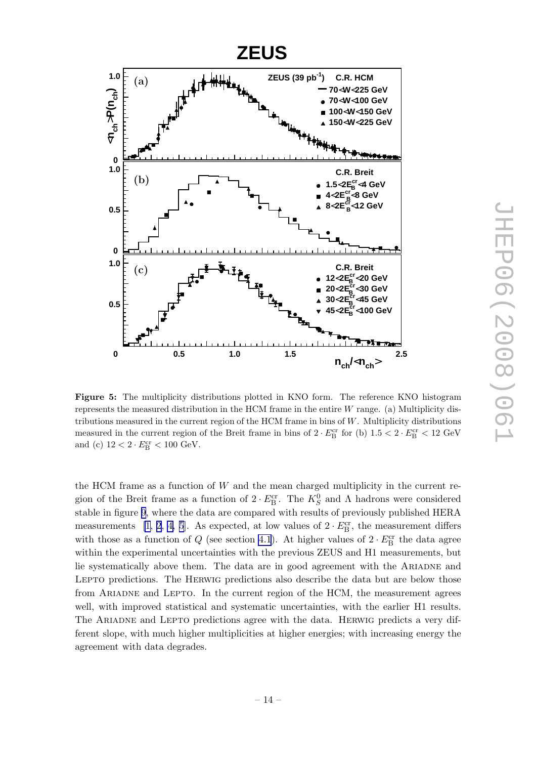**Figure 5:** The multiplicity distributions plotted in KNO form. The reference KNO histogram represents the measured distribution in the HCM frame in the entire $W$ range. (a) Multiplicity distributions measured in the current region of the HCM frame in bins of $W$. Multiplicity distributions measured in the current region of the Breit frame in bins of $2 \cdot E_{\rm B}^{\rm cr}$ for (b) $1.5 < 2 \cdot E_{\rm B}^{\rm cr} < 12$ GeV and (c) $12 < 2 \cdot E_{\rm B}^{\rm cr} < 100$ GeV.

the HCM frame as a function of $W$ and the mean charged multiplicity in the current region of the Breit frame as a function of $2 \cdot E_{\rm B}^{\rm cr}$. The $K_S^0$ and $\Lambda$ hadrons were considered stable in figure 9, where the data are compared with results of previously published HERA measurements [1, 2, 4, 5]. As expected, at low values of $2 \cdot E_{\rm B}^{\rm cr}$, the measurement differs with those as a function of $Q$ (see section 4.1). At higher values of $2 \cdot E_{\rm B}^{\rm cr}$ the data agree within the experimental uncertainties with the previous ZEUS and H1 measurements, but lie systematically above them. The data are in good agreement with the Ariadne and Lepto predictions. The Herwig predictions also describe the data but are below those from Ariadne and Lepto. In the current region of the HCM, the measurement agrees well, with improved statistical and systematic uncertainties, with the earlier H1 results. The Ariadne and Lepto predictions agree with the data. Herwig predicts a very different slope, with much higher multiplicities at higher energies; with increasing energy the agreement with data degrades.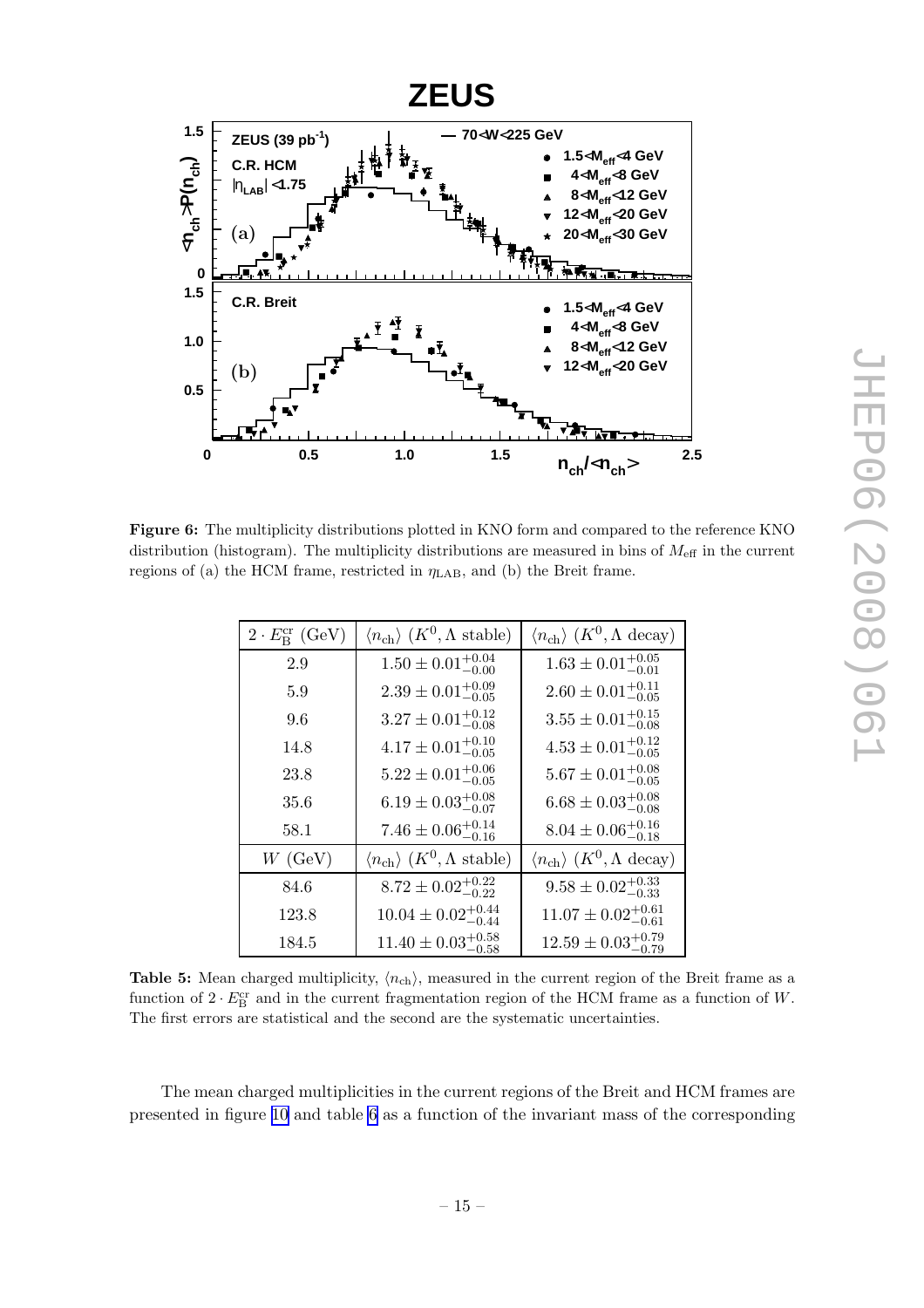**Figure 6:** The multiplicity distributions plotted in KNO form and compared to the reference KNO distribution (histogram). The multiplicity distributions are measured in bins of $M_{\text{eff}}$ in the current regions of (a) the HCM frame, restricted in $\eta_{\text{LAB}}$, and (b) the Breit frame.

| $2 \cdot E_{\text{B}}^{\text{cr}}$ (GeV) | $\langle n_{\text{ch}} \rangle$ ($K^0, \Lambda$ stable) | $\langle n_{\text{ch}} \rangle$ ($K^0, \Lambda$ decay) |
|---|---|---|
| 2.9 | $1.50 \pm 0.01^{+0.04}_{-0.00}$ | $1.63 \pm 0.01^{+0.05}_{-0.01}$ |
| 5.9 | $2.39 \pm 0.01^{+0.09}_{-0.05}$ | $2.60 \pm 0.01^{+0.11}_{-0.05}$ |
| 9.6 | $3.27 \pm 0.01^{+0.12}_{-0.08}$ | $3.55 \pm 0.01^{+0.15}_{-0.08}$ |
| 14.8 | $4.17 \pm 0.01^{+0.10}_{-0.05}$ | $4.53 \pm 0.01^{+0.12}_{-0.05}$ |
| 23.8 | $5.22 \pm 0.01^{+0.06}_{-0.05}$ | $5.67 \pm 0.01^{+0.08}_{-0.05}$ |
| 35.6 | $6.19 \pm 0.03^{+0.08}_{-0.07}$ | $6.68 \pm 0.03^{+0.08}_{-0.08}$ |
| 58.1 | $7.46 \pm 0.06^{+0.14}_{-0.16}$ | $8.04 \pm 0.06^{+0.16}_{-0.18}$ |
| $W$ (GeV) | $\langle n_{\text{ch}} \rangle$ ($K^0, \Lambda$ stable) | $\langle n_{\text{ch}} \rangle$ ($K^0, \Lambda$ decay) |
| 84.6 | $8.72 \pm 0.02^{+0.22}_{-0.22}$ | $9.58 \pm 0.02^{+0.33}_{-0.33}$ |
| 123.8 | $10.04 \pm 0.02^{+0.44}_{-0.44}$ | $11.07 \pm 0.02^{+0.61}_{-0.61}$ |
| 184.5 | $11.40 \pm 0.03^{+0.58}_{-0.58}$ | $12.59 \pm 0.03^{+0.79}_{-0.79}$ |

**Table 5:** Mean charged multiplicity, $\langle n_{\text{ch}} \rangle$, measured in the current region of the Breit frame as a function of $2 \cdot E_{\text{B}}^{\text{cr}}$ and in the current fragmentation region of the HCM frame as a function of $W$. The first errors are statistical and the second are the systematic uncertainties.

The mean charged multiplicities in the current regions of the Breit and HCM frames are presented in figure 10 and table 6 as a function of the invariant mass of the corresponding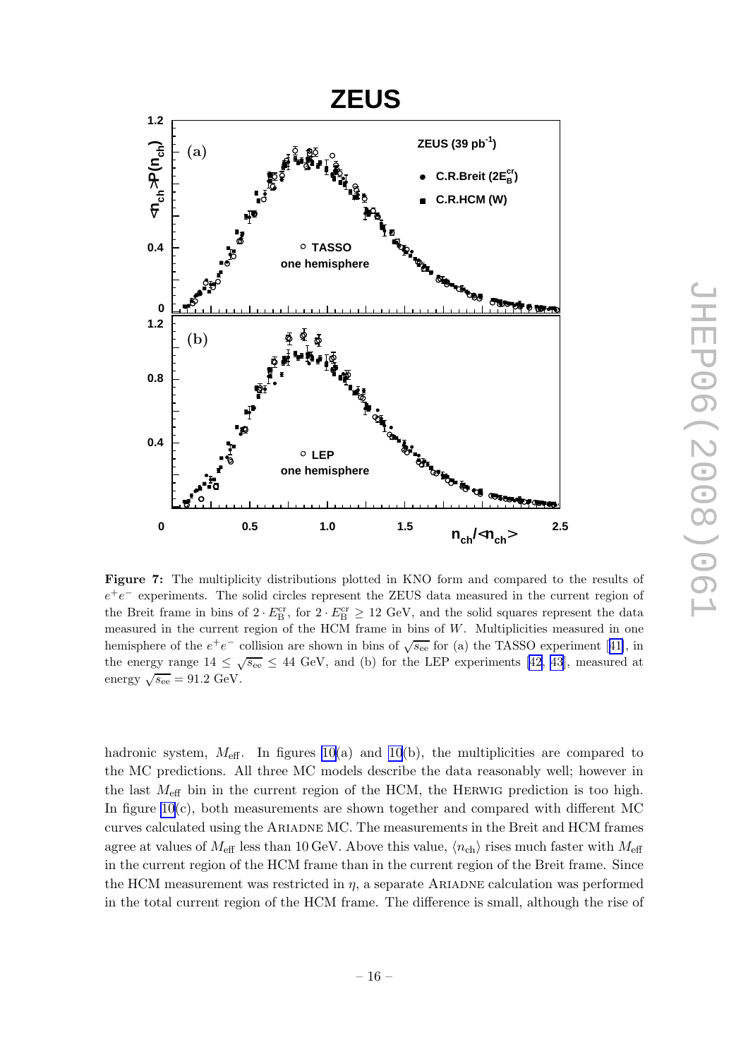**Figure 7:** The multiplicity distributions plotted in KNO form and compared to the results of $e^+e^-$ experiments. The solid circles represent the ZEUS data measured in the current region of the Breit frame in bins of $2 \cdot E_B^{cr}$, for $2 \cdot E_B^{cr} \geq 12$ GeV, and the solid squares represent the data measured in the current region of the HCM frame in bins of $W$. Multiplicities measured in one hemisphere of the $e^+e^-$ collision are shown in bins of $\sqrt{s_{ee}}$ for (a) the TASSO experiment [41], in the energy range $14 \leq \sqrt{s_{ee}} \leq 44$ GeV, and (b) for the LEP experiments [42, 43], measured at energy $\sqrt{s_{ee}} = 91.2$ GeV.

hadronic system, $M_{\rm eff}$. In figures 10(a) and 10(b), the multiplicities are compared to the MC predictions. All three MC models describe the data reasonably well; however in the last $M_{\rm eff}$ bin in the current region of the HCM, the HERWIG prediction is too high. In figure 10(c), both measurements are shown together and compared with different MC curves calculated using the ARIADNE MC. The measurements in the Breit and HCM frames agree at values of $M_{\rm eff}$ less than 10 GeV. Above this value, $\langle n_{\rm ch} \rangle$ rises much faster with $M_{\rm eff}$ in the current region of the HCM frame than in the current region of the Breit frame. Since the HCM measurement was restricted in $\eta$, a separate ARIADNE calculation was performed in the total current region of the HCM frame. The difference is small, although the rise of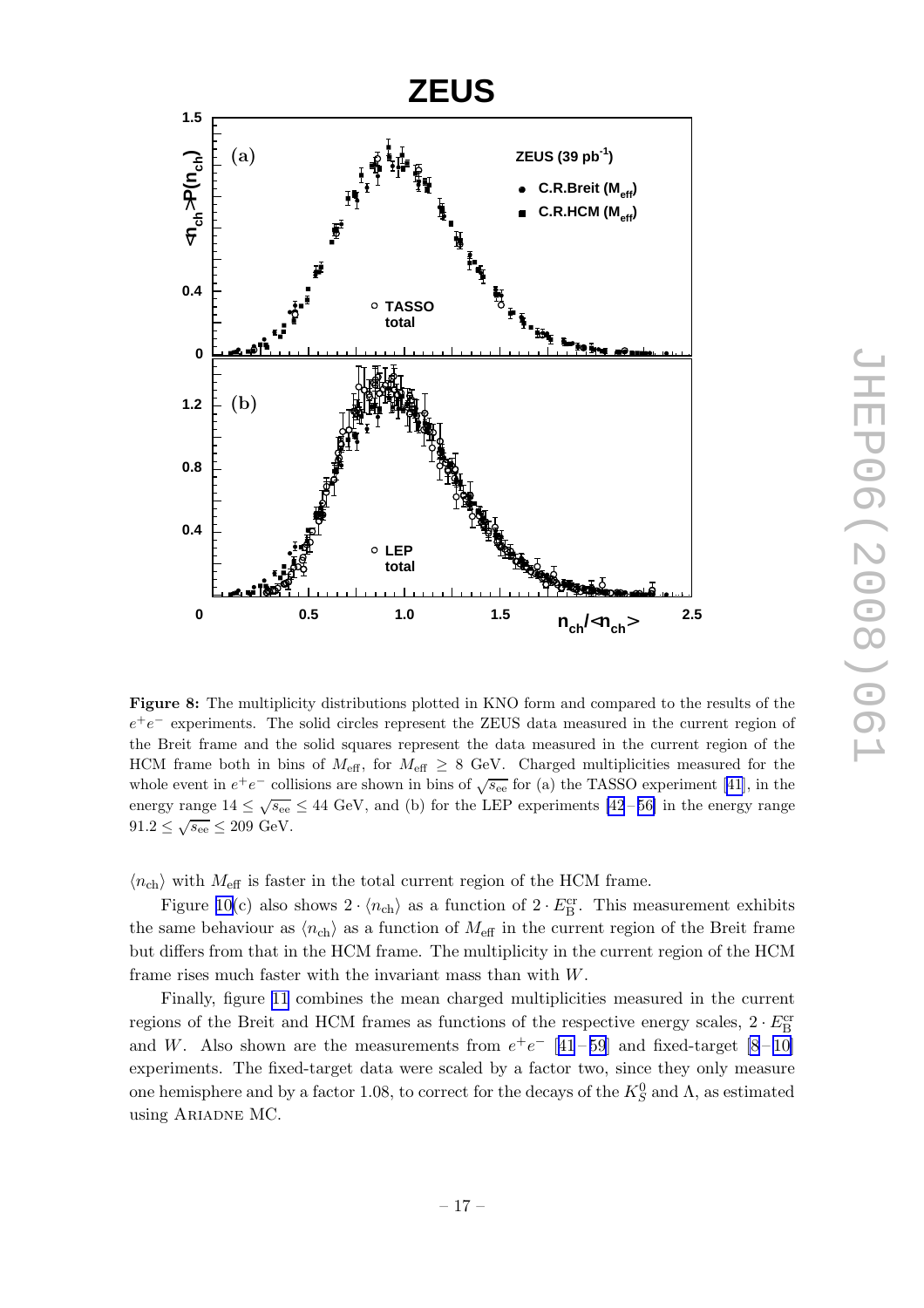**Figure 8:** The multiplicity distributions plotted in KNO form and compared to the results of the $e^+e^-$ experiments. The solid circles represent the ZEUS data measured in the current region of the Breit frame and the solid squares represent the data measured in the current region of the HCM frame both in bins of $M_{\rm eff}$, for $M_{\rm eff} \geq 8$ GeV. Charged multiplicities measured for the whole event in $e^+e^-$ collisions are shown in bins of $\sqrt{s_{\rm ee}}$ for (a) the TASSO experiment [41], in the energy range $14 \leq \sqrt{s_{\rm ee}} \leq 44$ GeV, and (b) for the LEP experiments [42–56] in the energy range $91.2 \leq \sqrt{s_{\rm ee}} \leq 209$ GeV.

$\langle n_{\rm ch}\rangle$ with $M_{\rm eff}$ is faster in the total current region of the HCM frame.

Figure 10(c) also shows $2 \cdot \langle n_{\rm ch}\rangle$ as a function of $2 \cdot E_{\rm B}^{\rm cr}$. This measurement exhibits the same behaviour as $\langle n_{\rm ch}\rangle$ as a function of $M_{\rm eff}$ in the current region of the Breit frame but differs from that in the HCM frame. The multiplicity in the current region of the HCM frame rises much faster with the invariant mass than with $W$.

Finally, figure 11 combines the mean charged multiplicities measured in the current regions of the Breit and HCM frames as functions of the respective energy scales, $2 \cdot E_{\rm B}^{\rm cr}$ and $W$. Also shown are the measurements from $e^+e^-$ [41–59] and fixed-target [8–10] experiments. The fixed-target data were scaled by a factor two, since they only measure one hemisphere and by a factor 1.08, to correct for the decays of the $K_S^0$ and $\Lambda$, as estimated using ARIADNE MC.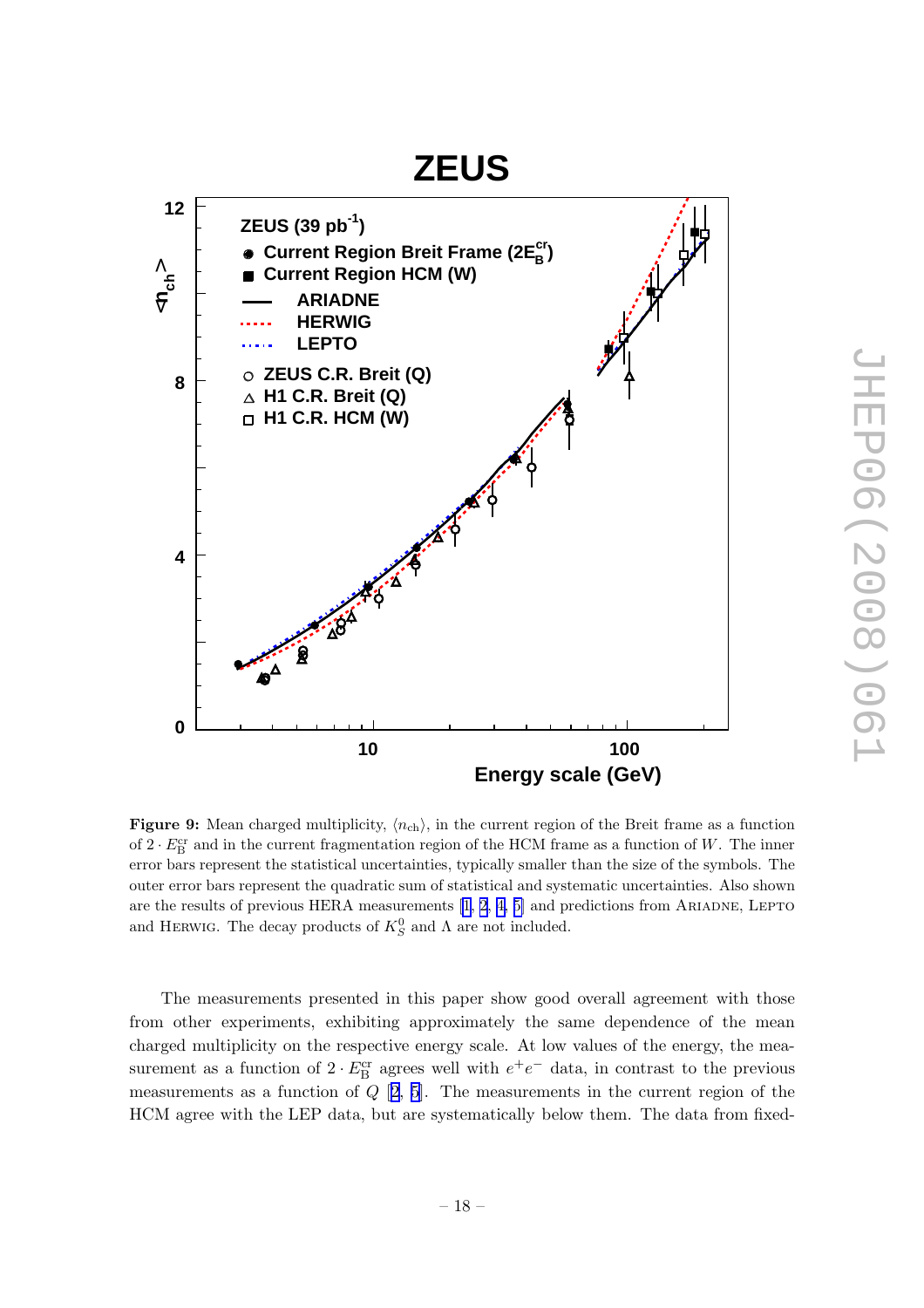**Figure 9:** Mean charged multiplicity, $\langle n_{\mathrm{ch}} \rangle$, in the current region of the Breit frame as a function of $2 \cdot E_{\mathrm{B}}^{\mathrm{cr}}$ and in the current fragmentation region of the HCM frame as a function of $W$. The inner error bars represent the statistical uncertainties, typically smaller than the size of the symbols. The outer error bars represent the quadratic sum of statistical and systematic uncertainties. Also shown are the results of previous HERA measurements [1, 2, 4, 5] and predictions from ARIADNE, LEPTO and HERWIG. The decay products of $K_S^0$ and $\Lambda$ are not included.

The measurements presented in this paper show good overall agreement with those from other experiments, exhibiting approximately the same dependence of the mean charged multiplicity on the respective energy scale. At low values of the energy, the measurement as a function of $2 \cdot E_{\mathrm{B}}^{\mathrm{cr}}$ agrees well with $e^+e^-$ data, in contrast to the previous measurements as a function of $Q$ [2, 5]. The measurements in the current region of the HCM agree with the LEP data, but are systematically below them. The data from fixed-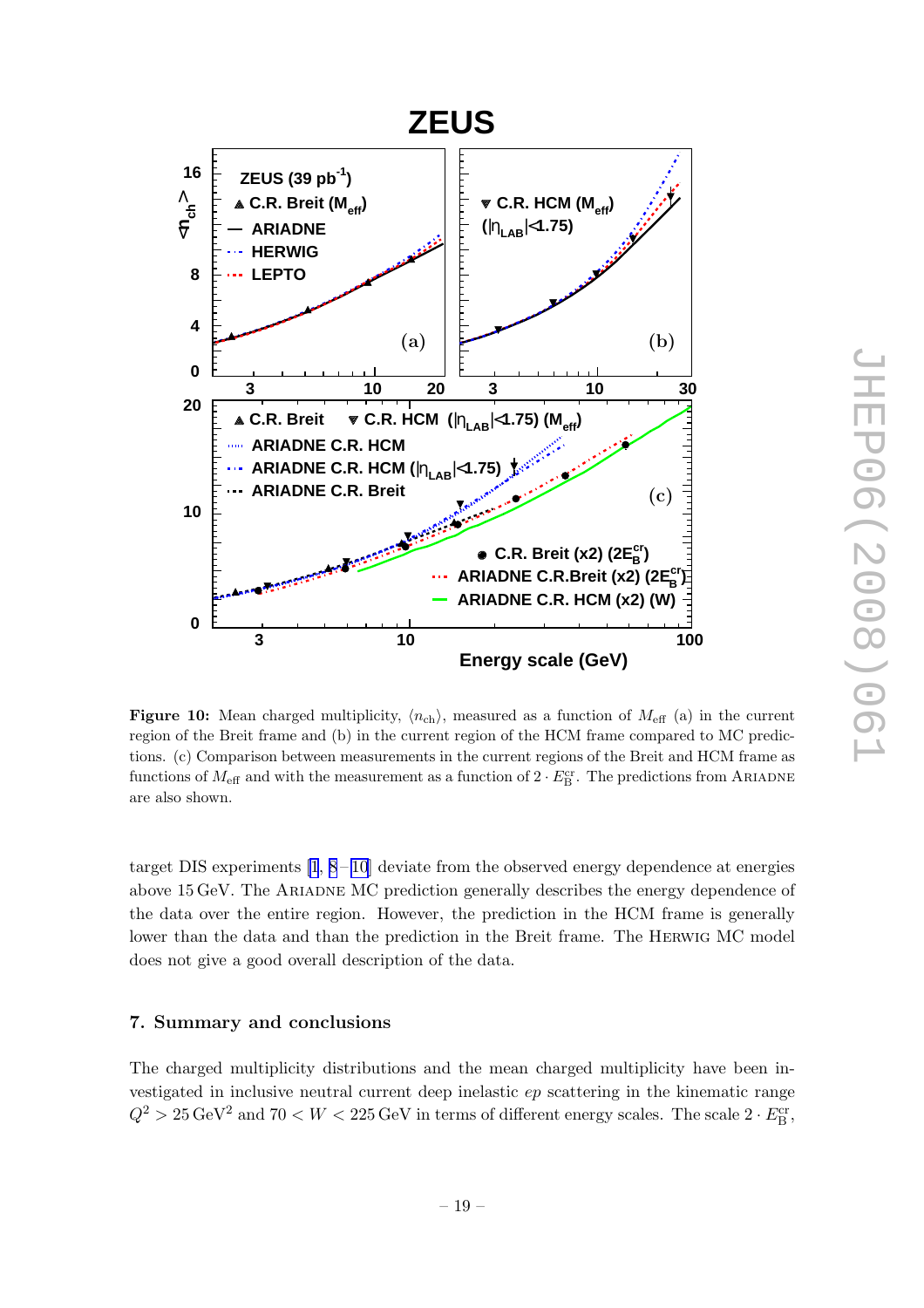**Figure 10:** Mean charged multiplicity, $\langle n_{\rm ch}\rangle$, measured as a function of $M_{\rm eff}$ (a) in the current region of the Breit frame and (b) in the current region of the HCM frame compared to MC predictions. (c) Comparison between measurements in the current regions of the Breit and HCM frame as functions of $M_{\rm eff}$ and with the measurement as a function of $2 \cdot E_{\rm B}^{\rm cr}$. The predictions from ARIADNE are also shown.

target DIS experiments [1, 8–10] deviate from the observed energy dependence at energies above 15 GeV. The ARIADNE MC prediction generally describes the energy dependence of the data over the entire region. However, the prediction in the HCM frame is generally lower than the data and than the prediction in the Breit frame. The HERWIG MC model does not give a good overall description of the data.

## 7. Summary and conclusions

The charged multiplicity distributions and the mean charged multiplicity have been investigated in inclusive neutral current deep inelastic *ep* scattering in the kinematic range $Q^2 > 25\,\mathrm{GeV}^2$ and $70 < W < 225\,\mathrm{GeV}$ in terms of different energy scales. The scale $2 \cdot E_{\rm B}^{\rm cr}$,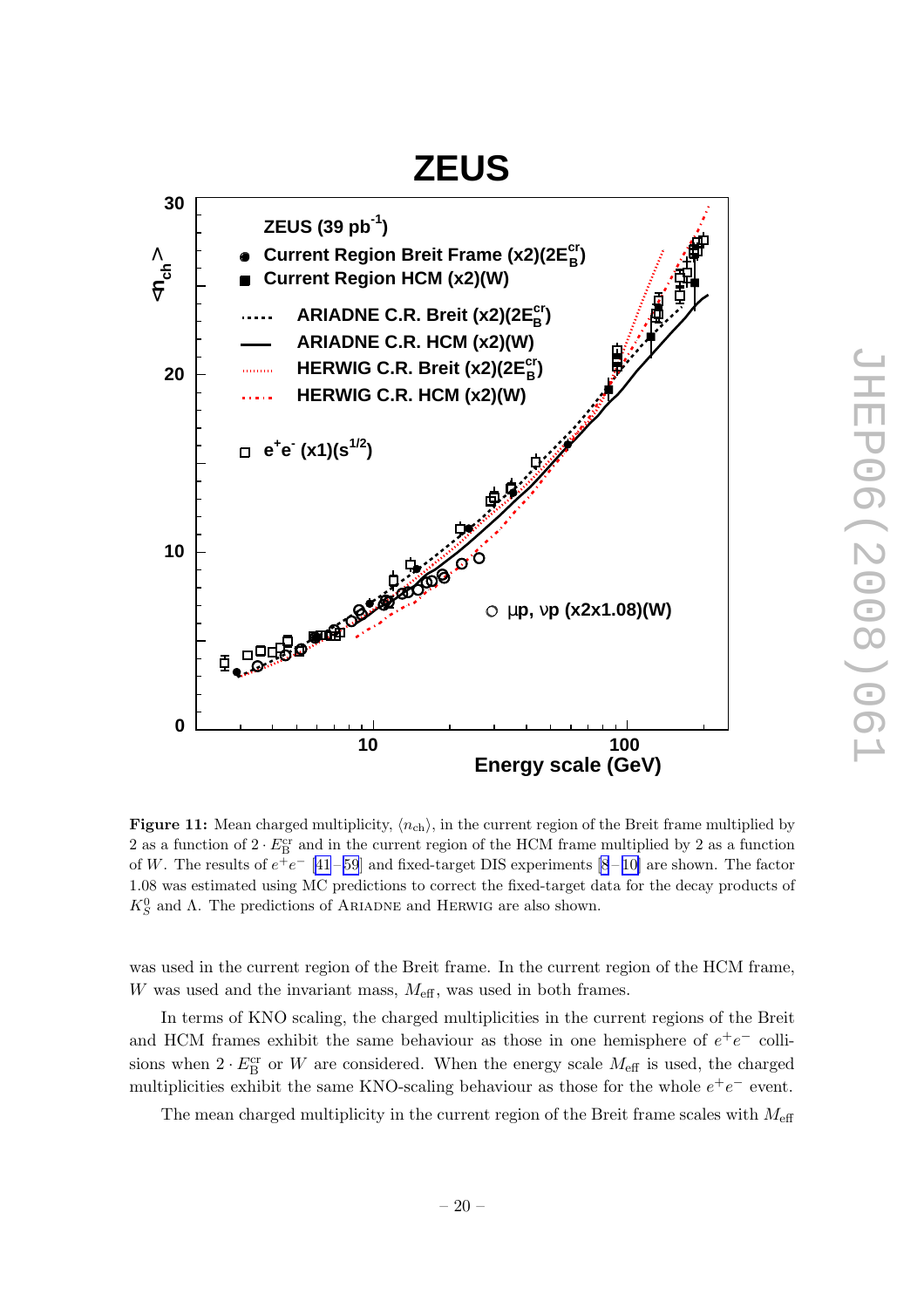**Figure 11:** Mean charged multiplicity, $\langle n_{\mathrm{ch}} \rangle$, in the current region of the Breit frame multiplied by 2 as a function of $2 \cdot E_{\mathrm{B}}^{\mathrm{cr}}$ and in the current region of the HCM frame multiplied by 2 as a function of $W$. The results of $e^+e^-$ [41–59] and fixed-target DIS experiments [8–10] are shown. The factor 1.08 was estimated using MC predictions to correct the fixed-target data for the decay products of $K_S^0$ and $\Lambda$. The predictions of ARIADNE and HERWIG are also shown.

was used in the current region of the Breit frame. In the current region of the HCM frame, $W$ was used and the invariant mass, $M_{\mathrm{eff}}$, was used in both frames.

In terms of KNO scaling, the charged multiplicities in the current regions of the Breit and HCM frames exhibit the same behaviour as those in one hemisphere of $e^+e^-$ collisions when $2 \cdot E_{\mathrm{B}}^{\mathrm{cr}}$ or $W$ are considered. When the energy scale $M_{\mathrm{eff}}$ is used, the charged multiplicities exhibit the same KNO-scaling behaviour as those for the whole $e^+e^-$ event.

The mean charged multiplicity in the current region of the Breit frame scales with $M_{\mathrm{eff}}$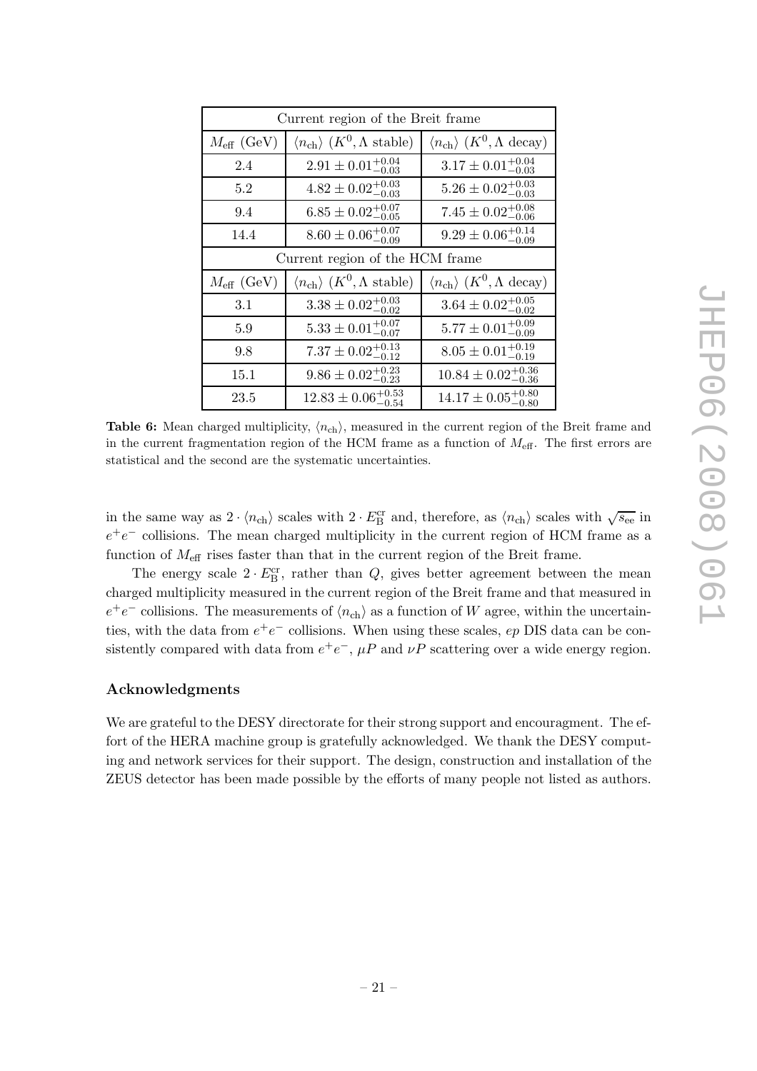| Current region of the Breit frame | | |
|---|---|---|
| $M_{\rm eff}$ (GeV) | $\langle n_{\rm ch}\rangle$ ($K^0, \Lambda$ stable) | $\langle n_{\rm ch}\rangle$ ($K^0, \Lambda$ decay) |
| 2.4 | $2.91 \pm 0.01^{+0.04}_{-0.03}$ | $3.17 \pm 0.01^{+0.04}_{-0.03}$ |
| 5.2 | $4.82 \pm 0.02^{+0.03}_{-0.03}$ | $5.26 \pm 0.02^{+0.03}_{-0.03}$ |
| 9.4 | $6.85 \pm 0.02^{+0.07}_{-0.05}$ | $7.45 \pm 0.02^{+0.08}_{-0.06}$ |
| 14.4 | $8.60 \pm 0.06^{+0.07}_{-0.09}$ | $9.29 \pm 0.06^{+0.14}_{-0.09}$ |
| Current region of the HCM frame | | |
| $M_{\rm eff}$ (GeV) | $\langle n_{\rm ch}\rangle$ ($K^0, \Lambda$ stable) | $\langle n_{\rm ch}\rangle$ ($K^0, \Lambda$ decay) |
| 3.1 | $3.38 \pm 0.02^{+0.03}_{-0.02}$ | $3.64 \pm 0.02^{+0.05}_{-0.02}$ |
| 5.9 | $5.33 \pm 0.01^{+0.07}_{-0.07}$ | $5.77 \pm 0.01^{+0.09}_{-0.09}$ |
| 9.8 | $7.37 \pm 0.02^{+0.13}_{-0.12}$ | $8.05 \pm 0.01^{+0.19}_{-0.19}$ |
| 15.1 | $9.86 \pm 0.02^{+0.23}_{-0.23}$ | $10.84 \pm 0.02^{+0.36}_{-0.36}$ |
| 23.5 | $12.83 \pm 0.06^{+0.53}_{-0.54}$ | $14.17 \pm 0.05^{+0.80}_{-0.80}$ |

**Table 6:** Mean charged multiplicity, $\langle n_{\rm ch}\rangle$, measured in the current region of the Breit frame and in the current fragmentation region of the HCM frame as a function of $M_{\rm eff}$. The first errors are statistical and the second are the systematic uncertainties.

in the same way as $2 \cdot \langle n_{\rm ch}\rangle$ scales with $2 \cdot E_{\rm B}^{\rm cr}$ and, therefore, as $\langle n_{\rm ch}\rangle$ scales with $\sqrt{s_{\rm ee}}$ in $e^+e^-$ collisions. The mean charged multiplicity in the current region of HCM frame as a function of $M_{\rm eff}$ rises faster than that in the current region of the Breit frame.

The energy scale $2 \cdot E_{\rm B}^{\rm cr}$, rather than $Q$, gives better agreement between the mean charged multiplicity measured in the current region of the Breit frame and that measured in $e^+e^-$ collisions. The measurements of $\langle n_{\rm ch}\rangle$ as a function of $W$ agree, within the uncertainties, with the data from $e^+e^-$ collisions. When using these scales, $ep$ DIS data can be consistently compared with data from $e^+e^-$, $\mu P$ and $\nu P$ scattering over a wide energy region.

## Acknowledgments

We are grateful to the DESY directorate for their strong support and encouragment. The effort of the HERA machine group is gratefully acknowledged. We thank the DESY computing and network services for their support. The design, construction and installation of the ZEUS detector has been made possible by the efforts of many people not listed as authors.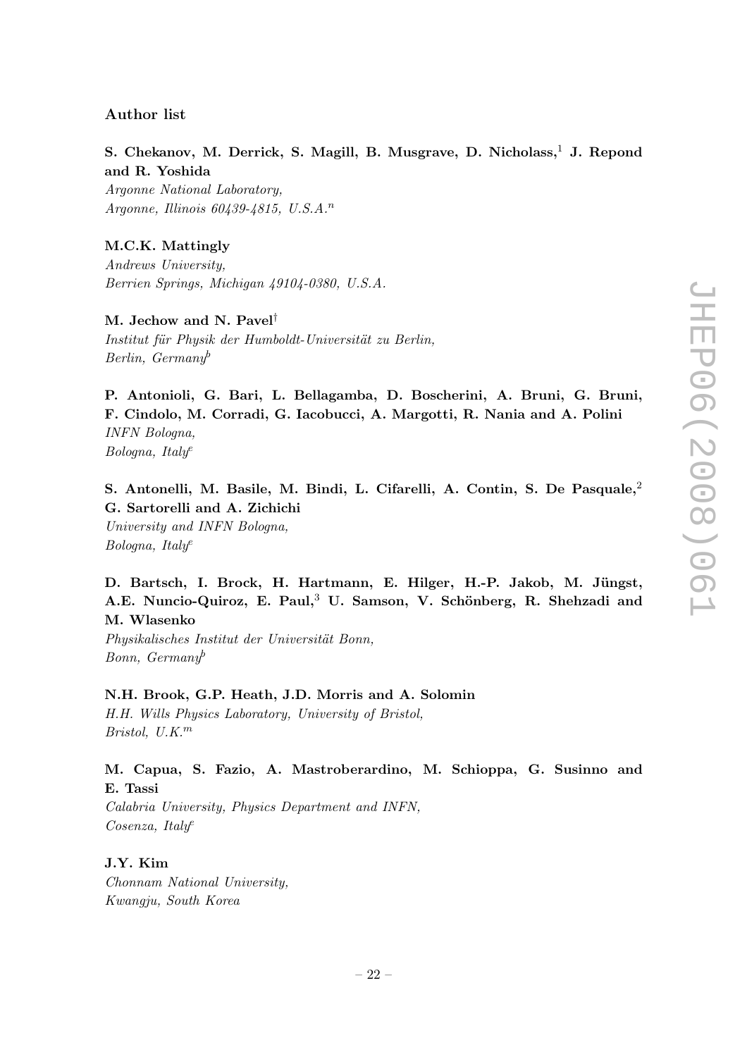### Author list

**S. Chekanov, M. Derrick, S. Magill, B. Musgrave, D. Nicholass,[1] J. Repond and R. Yoshida**
*Argonne National Laboratory,*
*Argonne, Illinois 60439-4815, U.S.A.[n]*

**M.C.K. Mattingly**
*Andrews University,*
*Berrien Springs, Michigan 49104-0380, U.S.A.*

**M. Jechow and N. Pavel[†]**
*Institut für Physik der Humboldt-Universität zu Berlin,*
*Berlin, Germany[b]*

**P. Antonioli, G. Bari, L. Bellagamba, D. Boscherini, A. Bruni, G. Bruni, F. Cindolo, M. Corradi, G. Iacobucci, A. Margotti, R. Nania and A. Polini**
*INFN Bologna,*
*Bologna, Italy[e]*

**S. Antonelli, M. Basile, M. Bindi, L. Cifarelli, A. Contin, S. De Pasquale,[2] G. Sartorelli and A. Zichichi**
*University and INFN Bologna,*
*Bologna, Italy[e]*

**D. Bartsch, I. Brock, H. Hartmann, E. Hilger, H.-P. Jakob, M. Jüngst, A.E. Nuncio-Quiroz, E. Paul,[3] U. Samson, V. Schönberg, R. Shehzadi and M. Wlasenko**
*Physikalisches Institut der Universität Bonn,*
*Bonn, Germany[b]*

**N.H. Brook, G.P. Heath, J.D. Morris and A. Solomin**
*H.H. Wills Physics Laboratory, University of Bristol,*
*Bristol, U.K.[m]*

**M. Capua, S. Fazio, A. Mastroberardino, M. Schioppa, G. Susinno and E. Tassi**
*Calabria University, Physics Department and INFN,*
*Cosenza, Italy[e]*

**J.Y. Kim**
*Chonnam National University,*
*Kwangju, South Korea*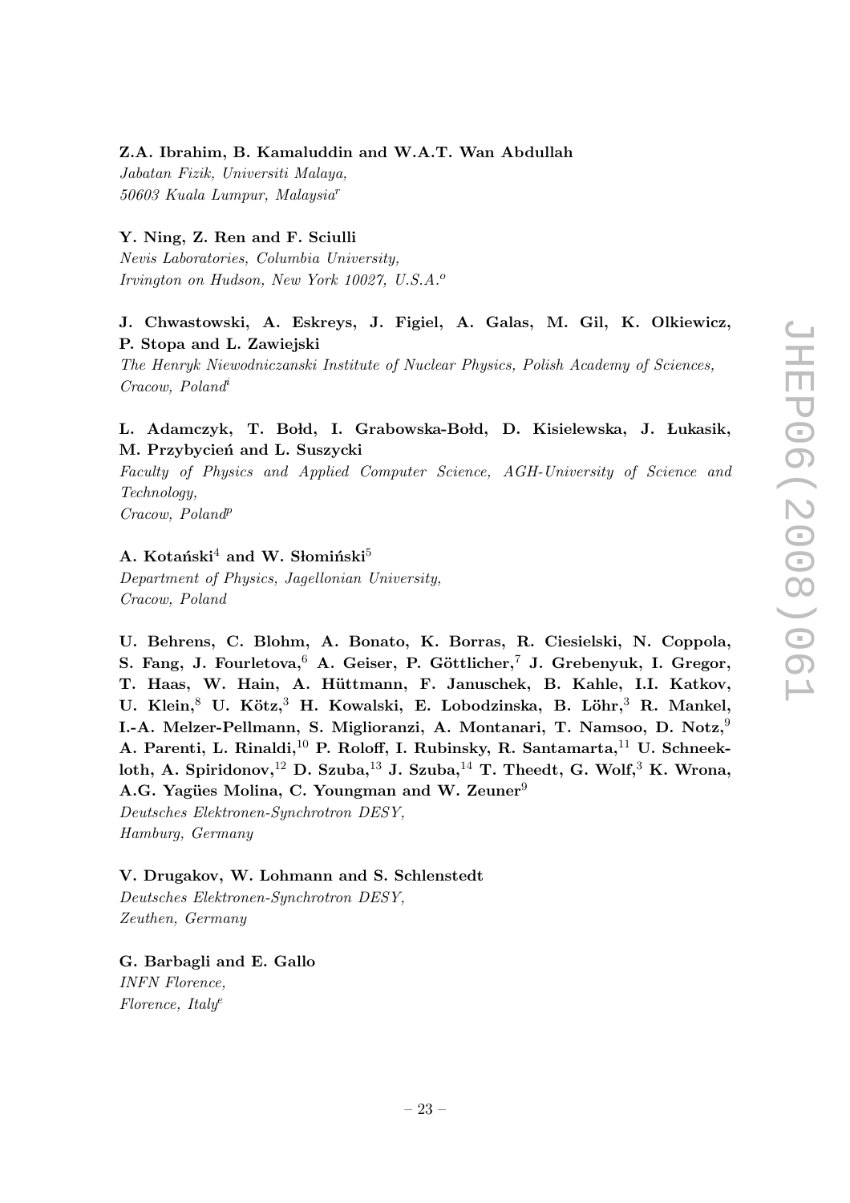**Z.A. Ibrahim, B. Kamaluddin and W.A.T. Wan Abdullah**
*Jabatan Fizik, Universiti Malaya,*
*50603 Kuala Lumpur, Malaysia*[r]

**Y. Ning, Z. Ren and F. Sciulli**
*Nevis Laboratories, Columbia University,*
*Irvington on Hudson, New York 10027, U.S.A.*[o]

**J. Chwastowski, A. Eskreys, J. Figiel, A. Galas, M. Gil, K. Olkiewicz, P. Stopa and L. Zawiejski**
*The Henryk Niewodniczanski Institute of Nuclear Physics, Polish Academy of Sciences, Cracow, Poland*[i]

**L. Adamczyk, T. Bołd, I. Grabowska-Bołd, D. Kisielewska, J. Łukasik, M. Przybycień and L. Suszycki**
*Faculty of Physics and Applied Computer Science, AGH-University of Science and Technology,*
*Cracow, Poland*[p]

**A. Kotański**[4] **and W. Słomiński**[5]
*Department of Physics, Jagellonian University,*
*Cracow, Poland*

**U. Behrens, C. Blohm, A. Bonato, K. Borras, R. Ciesielski, N. Coppola, S. Fang, J. Fourletova,**[6] **A. Geiser, P. Göttlicher,**[7] **J. Grebenyuk, I. Gregor, T. Haas, W. Hain, A. Hüttmann, F. Januschek, B. Kahle, I.I. Katkov, U. Klein,**[8] **U. Kötz,**[3] **H. Kowalski, E. Lobodzinska, B. Löhr,**[3] **R. Mankel, I.-A. Melzer-Pellmann, S. Miglioranzi, A. Montanari, T. Namsoo, D. Notz,**[9] **A. Parenti, L. Rinaldi,**[10] **P. Roloff, I. Rubinsky, R. Santamarta,**[11] **U. Schneekloth, A. Spiridonov,**[12] **D. Szuba,**[13] **J. Szuba,**[14] **T. Theedt, G. Wolf,**[3] **K. Wrona, A.G. Yagües Molina, C. Youngman and W. Zeuner**[9]
*Deutsches Elektronen-Synchrotron DESY,*
*Hamburg, Germany*

**V. Drugakov, W. Lohmann and S. Schlenstedt**
*Deutsches Elektronen-Synchrotron DESY,*
*Zeuthen, Germany*

**G. Barbagli and E. Gallo**
*INFN Florence,*
*Florence, Italy*[e]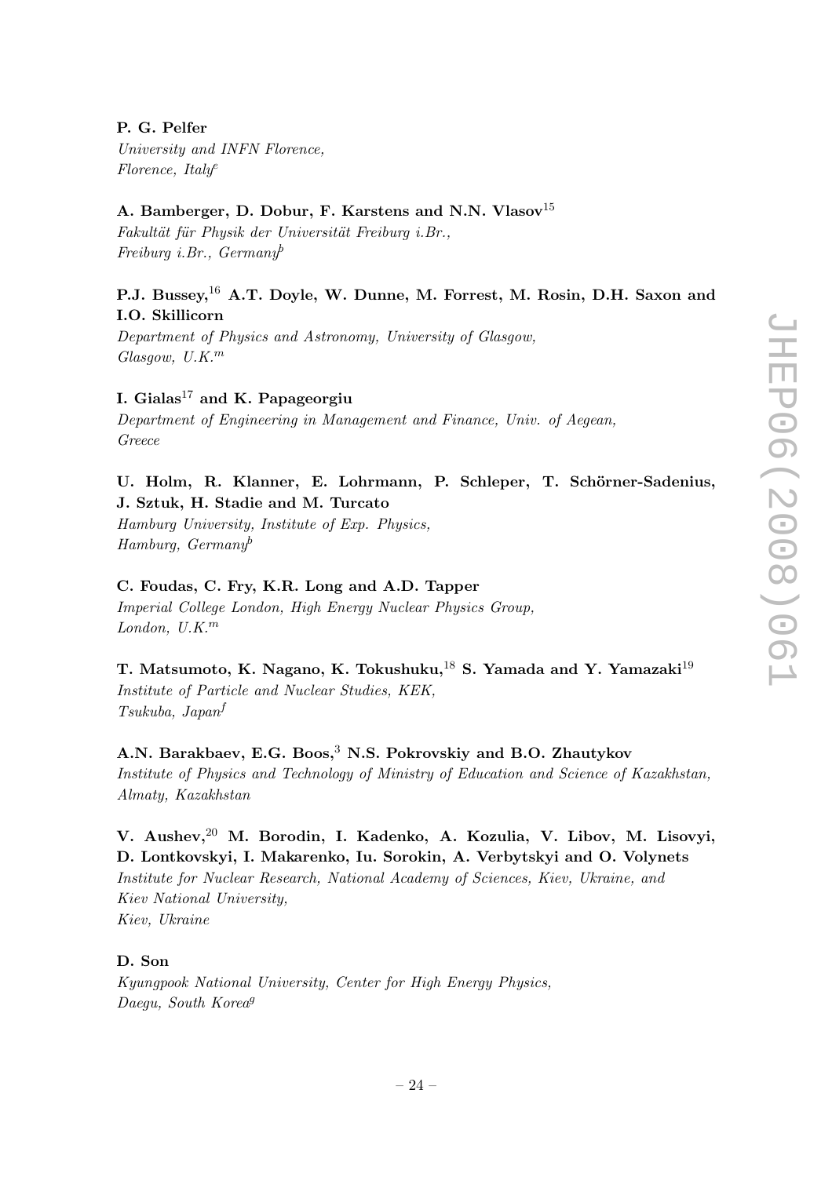**P. G. Pelfer**
*University and INFN Florence,*
*Florence, Italy*[e]

**A. Bamberger, D. Dobur, F. Karstens and N.N. Vlasov**[15]
*Fakultät für Physik der Universität Freiburg i.Br.,*
*Freiburg i.Br., Germany*[b]

**P.J. Bussey,**[16] **A.T. Doyle, W. Dunne, M. Forrest, M. Rosin, D.H. Saxon and I.O. Skillicorn**
*Department of Physics and Astronomy, University of Glasgow,*
*Glasgow, U.K.*[m]

**I. Gialas**[17] **and K. Papageorgiu**
*Department of Engineering in Management and Finance, Univ. of Aegean,*
*Greece*

**U. Holm, R. Klanner, E. Lohrmann, P. Schleper, T. Schörner-Sadenius, J. Sztuk, H. Stadie and M. Turcato**
*Hamburg University, Institute of Exp. Physics,*
*Hamburg, Germany*[b]

**C. Foudas, C. Fry, K.R. Long and A.D. Tapper**
*Imperial College London, High Energy Nuclear Physics Group,*
*London, U.K.*[m]

**T. Matsumoto, K. Nagano, K. Tokushuku,**[18] **S. Yamada and Y. Yamazaki**[19]
*Institute of Particle and Nuclear Studies, KEK,*
*Tsukuba, Japan*[f]

**A.N. Barakbaev, E.G. Boos,**[3] **N.S. Pokrovskiy and B.O. Zhautykov**
*Institute of Physics and Technology of Ministry of Education and Science of Kazakhstan,*
*Almaty, Kazakhstan*

**V. Aushev,**[20] **M. Borodin, I. Kadenko, A. Kozulia, V. Libov, M. Lisovyi, D. Lontkovskyi, I. Makarenko, Iu. Sorokin, A. Verbytskyi and O. Volynets**
*Institute for Nuclear Research, National Academy of Sciences, Kiev, Ukraine, and*
*Kiev National University,*
*Kiev, Ukraine*

**D. Son**
*Kyungpook National University, Center for High Energy Physics,*
*Daegu, South Korea*[g]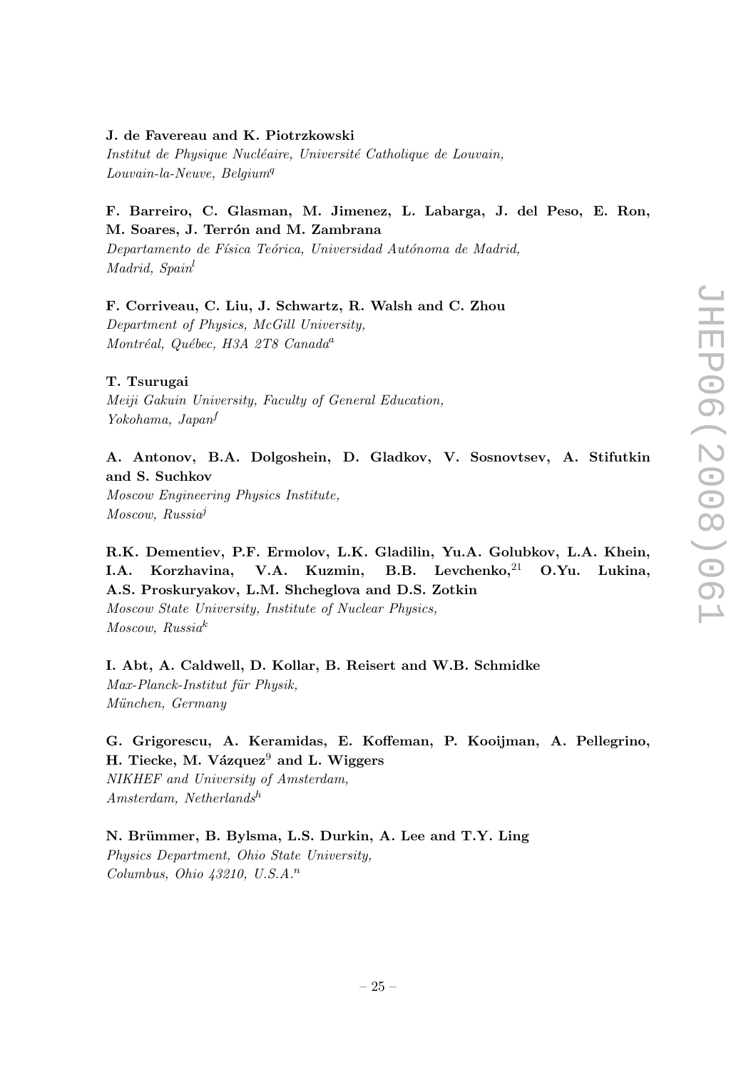**J. de Favereau and K. Piotrzkowski**
*Institut de Physique Nucléaire, Université Catholique de Louvain, Louvain-la-Neuve, Belgium*[q]

**F. Barreiro, C. Glasman, M. Jimenez, L. Labarga, J. del Peso, E. Ron, M. Soares, J. Terrón and M. Zambrana**
*Departamento de Física Teórica, Universidad Autónoma de Madrid, Madrid, Spain*[l]

**F. Corriveau, C. Liu, J. Schwartz, R. Walsh and C. Zhou**
*Department of Physics, McGill University, Montréal, Québec, H3A 2T8 Canada*[a]

**T. Tsurugai**
*Meiji Gakuin University, Faculty of General Education, Yokohama, Japan*[f]

**A. Antonov, B.A. Dolgoshein, D. Gladkov, V. Sosnovtsev, A. Stifutkin and S. Suchkov**
*Moscow Engineering Physics Institute, Moscow, Russia*[j]

**R.K. Dementiev, P.F. Ermolov, L.K. Gladilin, Yu.A. Golubkov, L.A. Khein, I.A. Korzhavina, V.A. Kuzmin, B.B. Levchenko,[21] O.Yu. Lukina, A.S. Proskuryakov, L.M. Shcheglova and D.S. Zotkin**
*Moscow State University, Institute of Nuclear Physics, Moscow, Russia*[k]

**I. Abt, A. Caldwell, D. Kollar, B. Reisert and W.B. Schmidke**
*Max-Planck-Institut für Physik, München, Germany*

**G. Grigorescu, A. Keramidas, E. Koffeman, P. Kooijman, A. Pellegrino, H. Tiecke, M. Vázquez[9] and L. Wiggers**
*NIKHEF and University of Amsterdam, Amsterdam, Netherlands*[h]

**N. Brümmer, B. Bylsma, L.S. Durkin, A. Lee and T.Y. Ling**
*Physics Department, Ohio State University, Columbus, Ohio 43210, U.S.A.*[n]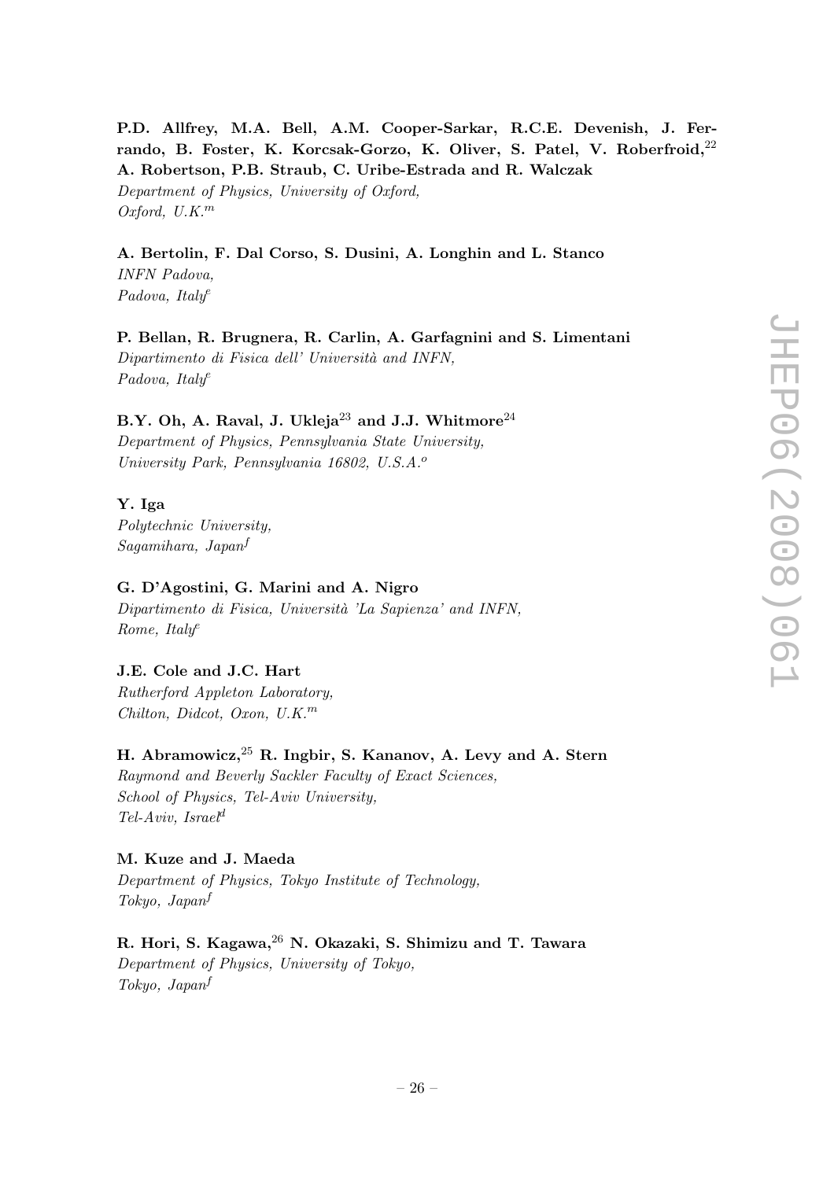**P.D. Allfrey, M.A. Bell, A.M. Cooper-Sarkar, R.C.E. Devenish, J. Ferrando, B. Foster, K. Korcsak-Gorzo, K. Oliver, S. Patel, V. Roberfroid,[22] A. Robertson, P.B. Straub, C. Uribe-Estrada and R. Walczak**
*Department of Physics, University of Oxford, Oxford, U.K.[m]*

**A. Bertolin, F. Dal Corso, S. Dusini, A. Longhin and L. Stanco**
*INFN Padova, Padova, Italy[e]*

**P. Bellan, R. Brugnera, R. Carlin, A. Garfagnini and S. Limentani**
*Dipartimento di Fisica dell' Università and INFN, Padova, Italy[e]*

**B.Y. Oh, A. Raval, J. Ukleja[23] and J.J. Whitmore[24]**
*Department of Physics, Pennsylvania State University, University Park, Pennsylvania 16802, U.S.A.[o]*

**Y. Iga**
*Polytechnic University, Sagamihara, Japan[f]*

**G. D'Agostini, G. Marini and A. Nigro**
*Dipartimento di Fisica, Università 'La Sapienza' and INFN, Rome, Italy[e]*

**J.E. Cole and J.C. Hart**
*Rutherford Appleton Laboratory, Chilton, Didcot, Oxon, U.K.[m]*

**H. Abramowicz,[25] R. Ingbir, S. Kananov, A. Levy and A. Stern**
*Raymond and Beverly Sackler Faculty of Exact Sciences, School of Physics, Tel-Aviv University, Tel-Aviv, Israel[d]*

**M. Kuze and J. Maeda**
*Department of Physics, Tokyo Institute of Technology, Tokyo, Japan[f]*

**R. Hori, S. Kagawa,[26] N. Okazaki, S. Shimizu and T. Tawara**
*Department of Physics, University of Tokyo, Tokyo, Japan[f]*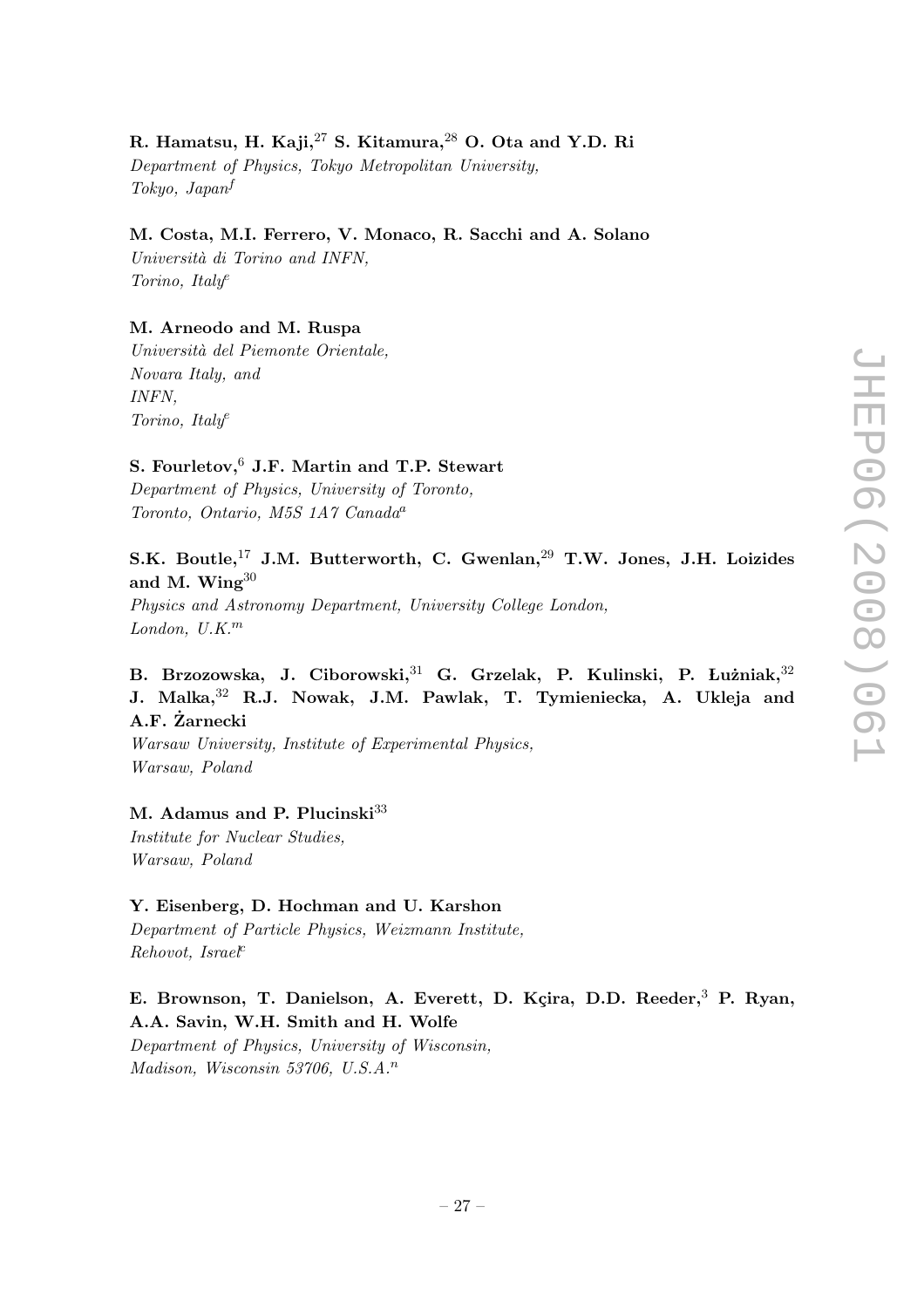**R. Hamatsu, H. Kaji,[27] S. Kitamura,[28] O. Ota and Y.D. Ri**
*Department of Physics, Tokyo Metropolitan University, Tokyo, Japan*[f]

**M. Costa, M.I. Ferrero, V. Monaco, R. Sacchi and A. Solano**
*Università di Torino and INFN, Torino, Italy*[e]

**M. Arneodo and M. Ruspa**
*Università del Piemonte Orientale, Novara Italy, and INFN, Torino, Italy*[e]

**S. Fourletov,[6] J.F. Martin and T.P. Stewart**
*Department of Physics, University of Toronto, Toronto, Ontario, M5S 1A7 Canada*[a]

**S.K. Boutle,[17] J.M. Butterworth, C. Gwenlan,[29] T.W. Jones, J.H. Loizides and M. Wing[30]**
*Physics and Astronomy Department, University College London, London, U.K.*[m]

**B. Brzozowska, J. Ciborowski,[31] G. Grzelak, P. Kulinski, P. Łużniak,[32] J. Malka,[32] R.J. Nowak, J.M. Pawlak, T. Tymieniecka, A. Ukleja and A.F. Żarnecki**
*Warsaw University, Institute of Experimental Physics, Warsaw, Poland*

**M. Adamus and P. Plucinski[33]**
*Institute for Nuclear Studies, Warsaw, Poland*

**Y. Eisenberg, D. Hochman and U. Karshon**
*Department of Particle Physics, Weizmann Institute, Rehovot, Israel*[c]

**E. Brownson, T. Danielson, A. Everett, D. Kçira, D.D. Reeder,[3] P. Ryan, A.A. Savin, W.H. Smith and H. Wolfe**
*Department of Physics, University of Wisconsin, Madison, Wisconsin 53706, U.S.A.*[n]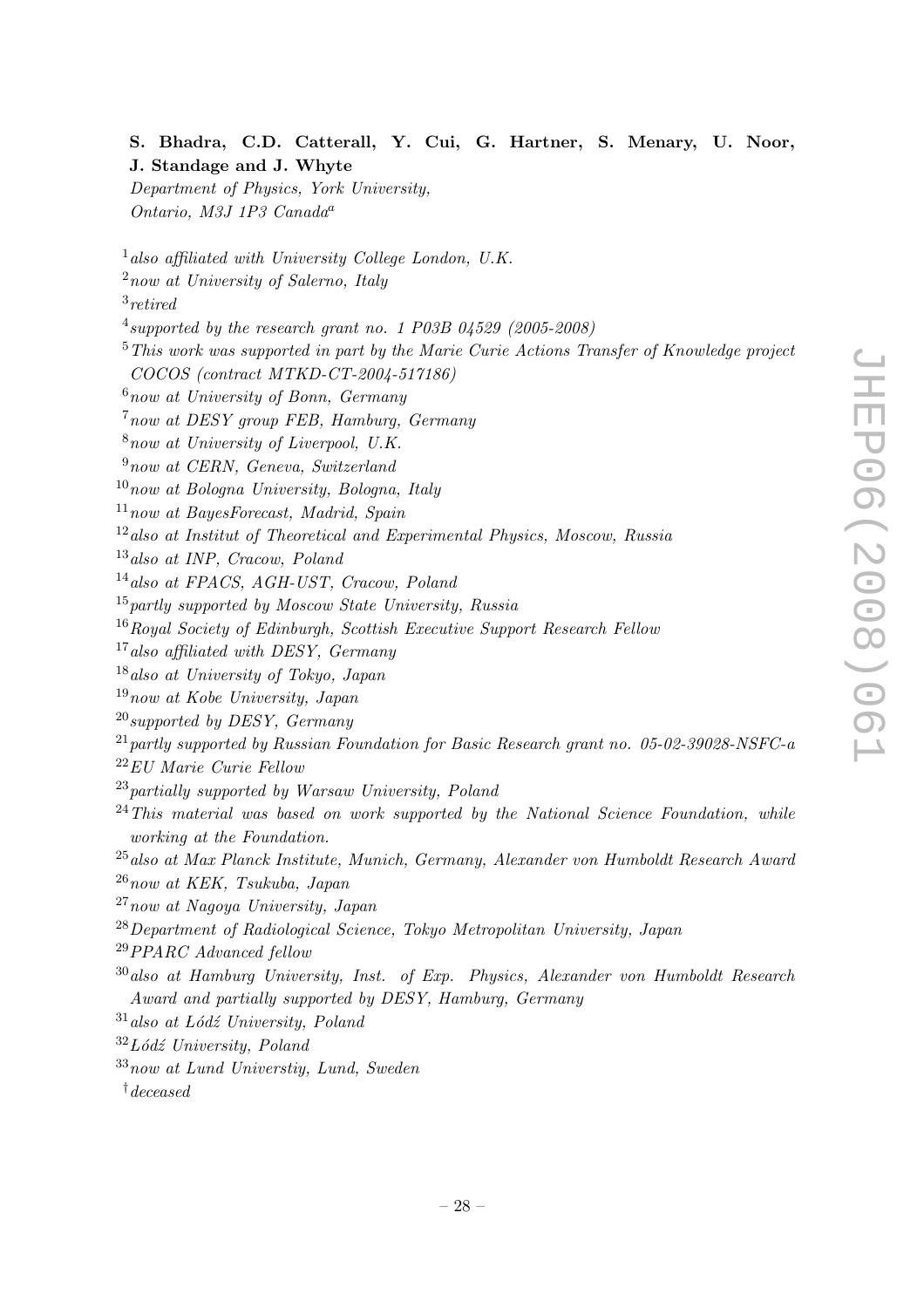**S. Bhadra, C.D. Catterall, Y. Cui, G. Hartner, S. Menary, U. Noor, J. Standage and J. Whyte**
*Department of Physics, York University, Ontario, M3J 1P3 Canada*[a]

[1] *also affiliated with University College London, U.K.*
[2] *now at University of Salerno, Italy*
[3] *retired*
[4] *supported by the research grant no. 1 P03B 04529 (2005-2008)*
[5] *This work was supported in part by the Marie Curie Actions Transfer of Knowledge project COCOS (contract MTKD-CT-2004-517186)*
[6] *now at University of Bonn, Germany*
[7] *now at DESY group FEB, Hamburg, Germany*
[8] *now at University of Liverpool, U.K.*
[9] *now at CERN, Geneva, Switzerland*
[10] *now at Bologna University, Bologna, Italy*
[11] *now at BayesForecast, Madrid, Spain*
[12] *also at Institut of Theoretical and Experimental Physics, Moscow, Russia*
[13] *also at INP, Cracow, Poland*
[14] *also at FPACS, AGH-UST, Cracow, Poland*
[15] *partly supported by Moscow State University, Russia*
[16] *Royal Society of Edinburgh, Scottish Executive Support Research Fellow*
[17] *also affiliated with DESY, Germany*
[18] *also at University of Tokyo, Japan*
[19] *now at Kobe University, Japan*
[20] *supported by DESY, Germany*
[21] *partly supported by Russian Foundation for Basic Research grant no. 05-02-39028-NSFC-a*
[22] *EU Marie Curie Fellow*
[23] *partially supported by Warsaw University, Poland*
[24] *This material was based on work supported by the National Science Foundation, while working at the Foundation.*
[25] *also at Max Planck Institute, Munich, Germany, Alexander von Humboldt Research Award*
[26] *now at KEK, Tsukuba, Japan*
[27] *now at Nagoya University, Japan*
[28] *Department of Radiological Science, Tokyo Metropolitan University, Japan*
[29] *PPARC Advanced fellow*
[30] *also at Hamburg University, Inst. of Exp. Physics, Alexander von Humboldt Research Award and partially supported by DESY, Hamburg, Germany*
[31] *also at Łódź University, Poland*
[32] *Łódź University, Poland*
[33] *now at Lund Universtiy, Lund, Sweden*
[†] *deceased*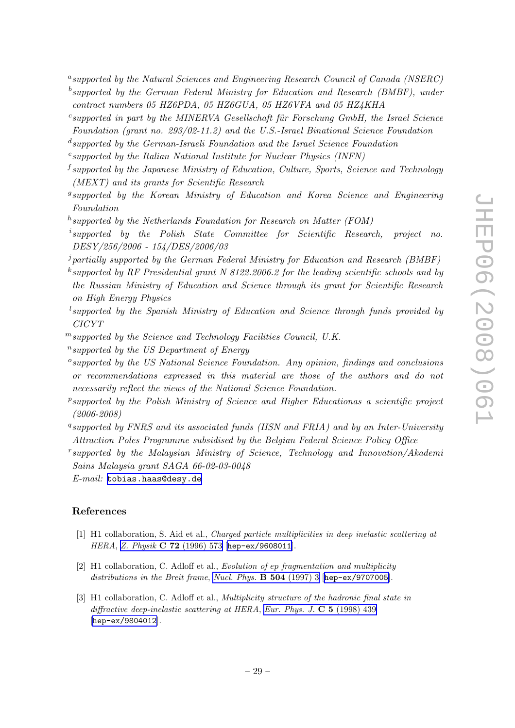[a] *supported by the Natural Sciences and Engineering Research Council of Canada (NSERC)*

[b] *supported by the German Federal Ministry for Education and Research (BMBF), under contract numbers 05 HZ6PDA, 05 HZ6GUA, 05 HZ6VFA and 05 HZ4KHA*

[c] *supported in part by the MINERVA Gesellschaft für Forschung GmbH, the Israel Science Foundation (grant no. 293/02-11.2) and the U.S.-Israel Binational Science Foundation*

[d] *supported by the German-Israeli Foundation and the Israel Science Foundation*

[e] *supported by the Italian National Institute for Nuclear Physics (INFN)*

[f] *supported by the Japanese Ministry of Education, Culture, Sports, Science and Technology (MEXT) and its grants for Scientific Research*

[g] *supported by the Korean Ministry of Education and Korea Science and Engineering Foundation*

[h] *supported by the Netherlands Foundation for Research on Matter (FOM)*

[i] *supported by the Polish State Committee for Scientific Research, project no. DESY/256/2006 - 154/DES/2006/03*

[j] *partially supported by the German Federal Ministry for Education and Research (BMBF)*

[k] *supported by RF Presidential grant N 8122.2006.2 for the leading scientific schools and by the Russian Ministry of Education and Science through its grant for Scientific Research on High Energy Physics*

[l] *supported by the Spanish Ministry of Education and Science through funds provided by CICYT*

[m] *supported by the Science and Technology Facilities Council, U.K.*

[n] *supported by the US Department of Energy*

[o] *supported by the US National Science Foundation. Any opinion, findings and conclusions or recommendations expressed in this material are those of the authors and do not necessarily reflect the views of the National Science Foundation.*

[p] *supported by the Polish Ministry of Science and Higher Educationas a scientific project (2006-2008)*

[q] *supported by FNRS and its associated funds (IISN and FRIA) and by an Inter-University Attraction Poles Programme subsidised by the Belgian Federal Science Policy Office*

[r] *supported by the Malaysian Ministry of Science, Technology and Innovation/Akademi Sains Malaysia grant SAGA 66-02-03-0048*

*E-mail:* `tobias.haas@desy.de`

## References

[1] H1 collaboration, S. Aid et al., *Charged particle multiplicities in deep inelastic scattering at HERA*, *Z. Physik* **C 72** (1996) 573 [hep-ex/9608011].

[2] H1 collaboration, C. Adloff et al., *Evolution of ep fragmentation and multiplicity distributions in the Breit frame*, *Nucl. Phys.* **B 504** (1997) 3 [hep-ex/9707005].

[3] H1 collaboration, C. Adloff et al., *Multiplicity structure of the hadronic final state in diffractive deep-inelastic scattering at HERA*, *Eur. Phys. J.* **C 5** (1998) 439 [hep-ex/9804012].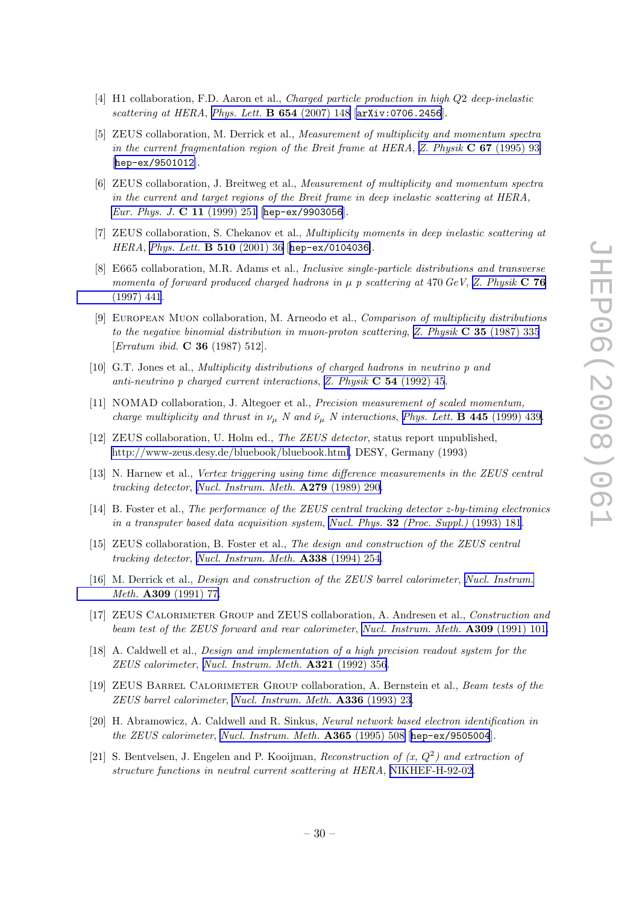[4] H1 collaboration, F.D. Aaron et al., *Charged particle production in high Q2 deep-inelastic scattering at HERA*, *Phys. Lett.* **B 654** (2007) 148 [arXiv:0706.2456].

[5] ZEUS collaboration, M. Derrick et al., *Measurement of multiplicity and momentum spectra in the current fragmentation region of the Breit frame at HERA*, *Z. Physik* **C 67** (1995) 93 [hep-ex/9501012].

[6] ZEUS collaboration, J. Breitweg et al., *Measurement of multiplicity and momentum spectra in the current and target regions of the Breit frame in deep inelastic scattering at HERA*, *Eur. Phys. J.* **C 11** (1999) 251 [hep-ex/9903056].

[7] ZEUS collaboration, S. Chekanov et al., *Multiplicity moments in deep inelastic scattering at HERA*, *Phys. Lett.* **B 510** (2001) 36 [hep-ex/0104036].

[8] E665 collaboration, M.R. Adams et al., *Inclusive single-particle distributions and transverse momenta of forward produced charged hadrons in μ p scattering at* 470 *GeV*, *Z. Physik* **C 76** (1997) 441.

[9] European Muon collaboration, M. Arneodo et al., *Comparison of multiplicity distributions to the negative binomial distribution in muon-proton scattering*, *Z. Physik* **C 35** (1987) 335 [*Erratum ibid.* **C 36** (1987) 512].

[10] G.T. Jones et al., *Multiplicity distributions of charged hadrons in neutrino p and anti-neutrino p charged current interactions*, *Z. Physik* **C 54** (1992) 45.

[11] NOMAD collaboration, J. Altegoer et al., *Precision measurement of scaled momentum, charge multiplicity and thrust in $\nu_\mu$ N and $\bar{\nu}_\mu$ N interactions*, *Phys. Lett.* **B 445** (1999) 439.

[12] ZEUS collaboration, U. Holm ed., *The ZEUS detector*, status report unpublished, http://www-zeus.desy.de/bluebook/bluebook.html, DESY, Germany (1993)

[13] N. Harnew et al., *Vertex triggering using time difference measurements in the ZEUS central tracking detector*, *Nucl. Instrum. Meth.* **A279** (1989) 290.

[14] B. Foster et al., *The performance of the ZEUS central tracking detector z-by-timing electronics in a transputer based data acquisition system*, *Nucl. Phys.* **32** *(Proc. Suppl.)* (1993) 181.

[15] ZEUS collaboration, B. Foster et al., *The design and construction of the ZEUS central tracking detector*, *Nucl. Instrum. Meth.* **A338** (1994) 254.

[16] M. Derrick et al., *Design and construction of the ZEUS barrel calorimeter*, *Nucl. Instrum. Meth.* **A309** (1991) 77.

[17] ZEUS Calorimeter Group and ZEUS collaboration, A. Andresen et al., *Construction and beam test of the ZEUS forward and rear calorimeter*, *Nucl. Instrum. Meth.* **A309** (1991) 101.

[18] A. Caldwell et al., *Design and implementation of a high precision readout system for the ZEUS calorimeter*, *Nucl. Instrum. Meth.* **A321** (1992) 356.

[19] ZEUS Barrel Calorimeter Group collaboration, A. Bernstein et al., *Beam tests of the ZEUS barrel calorimeter*, *Nucl. Instrum. Meth.* **A336** (1993) 23.

[20] H. Abramowicz, A. Caldwell and R. Sinkus, *Neural network based electron identification in the ZEUS calorimeter*, *Nucl. Instrum. Meth.* **A365** (1995) 508 [hep-ex/9505004].

[21] S. Bentvelsen, J. Engelen and P. Kooijman, *Reconstruction of $(x, Q^2)$ and extraction of structure functions in neutral current scattering at HERA*, NIKHEF-H-92-02.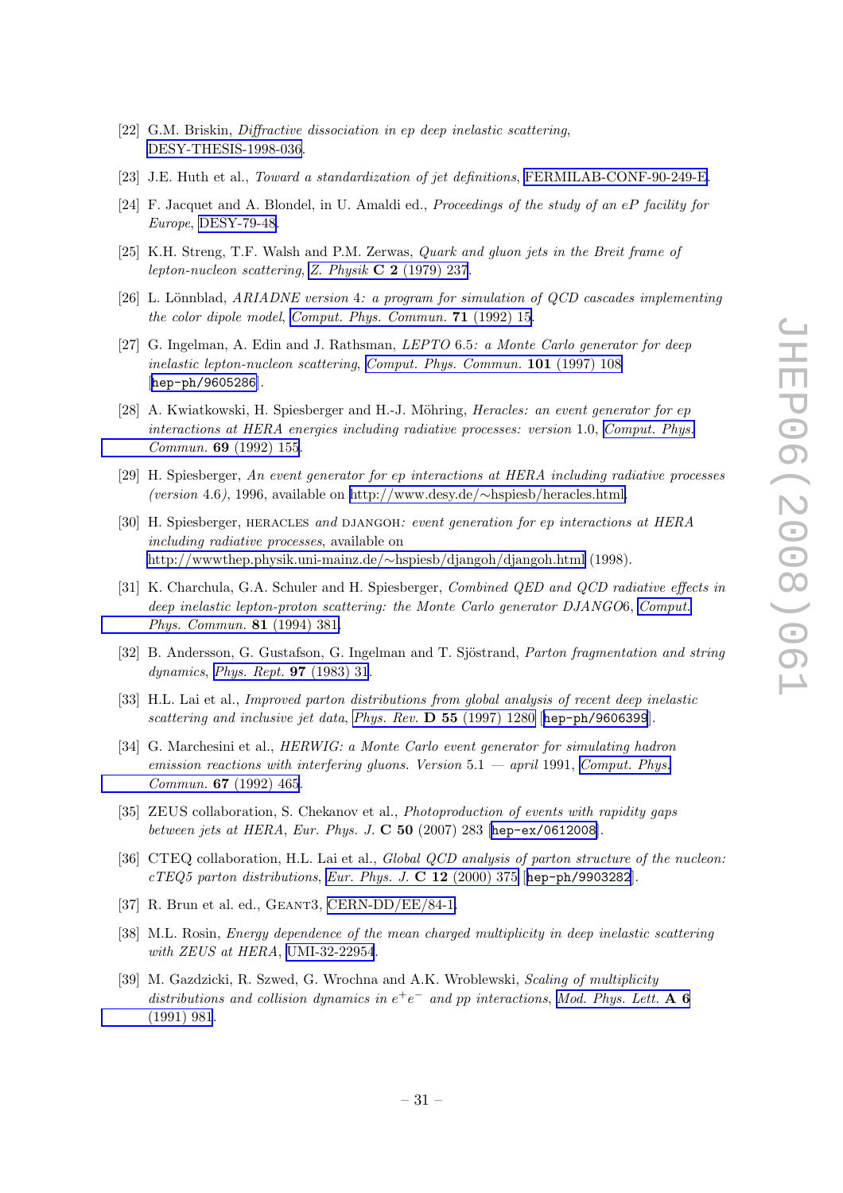[22] G.M. Briskin, *Diffractive dissociation in ep deep inelastic scattering*, DESY-THESIS-1998-036.

[23] J.E. Huth et al., *Toward a standardization of jet definitions*, FERMILAB-CONF-90-249-E.

[24] F. Jacquet and A. Blondel, in U. Amaldi ed., *Proceedings of the study of an eP facility for Europe*, DESY-79-48.

[25] K.H. Streng, T.F. Walsh and P.M. Zerwas, *Quark and gluon jets in the Breit frame of lepton-nucleon scattering*, *Z. Physik* **C 2** (1979) 237.

[26] L. Lönnblad, *ARIADNE version 4: a program for simulation of QCD cascades implementing the color dipole model*, *Comput. Phys. Commun.* **71** (1992) 15.

[27] G. Ingelman, A. Edin and J. Rathsman, *LEPTO 6.5: a Monte Carlo generator for deep inelastic lepton-nucleon scattering*, *Comput. Phys. Commun.* **101** (1997) 108 [hep-ph/9605286].

[28] A. Kwiatkowski, H. Spiesberger and H.-J. Möhring, *Heracles: an event generator for ep interactions at HERA energies including radiative processes: version 1.0*, *Comput. Phys. Commun.* **69** (1992) 155.

[29] H. Spiesberger, *An event generator for ep interactions at HERA including radiative processes (version 4.6)*, 1996, available on http://www.desy.de/~hspiesb/heracles.html.

[30] H. Spiesberger, HERACLES *and* DJANGOH*: event generation for ep interactions at HERA including radiative processes*, available on http://wwwthep.physik.uni-mainz.de/~hspiesb/djangoh/djangoh.html (1998).

[31] K. Charchula, G.A. Schuler and H. Spiesberger, *Combined QED and QCD radiative effects in deep inelastic lepton-proton scattering: the Monte Carlo generator DJANGO6*, *Comput. Phys. Commun.* **81** (1994) 381.

[32] B. Andersson, G. Gustafson, G. Ingelman and T. Sjöstrand, *Parton fragmentation and string dynamics*, *Phys. Rept.* **97** (1983) 31.

[33] H.L. Lai et al., *Improved parton distributions from global analysis of recent deep inelastic scattering and inclusive jet data*, *Phys. Rev.* **D 55** (1997) 1280 [hep-ph/9606399].

[34] G. Marchesini et al., *HERWIG: a Monte Carlo event generator for simulating hadron emission reactions with interfering gluons. Version 5.1 — april 1991*, *Comput. Phys. Commun.* **67** (1992) 465.

[35] ZEUS collaboration, S. Chekanov et al., *Photoproduction of events with rapidity gaps between jets at HERA*, *Eur. Phys. J.* **C 50** (2007) 283 [hep-ex/0612008].

[36] CTEQ collaboration, H.L. Lai et al., *Global QCD analysis of parton structure of the nucleon: cTEQ5 parton distributions*, *Eur. Phys. J.* **C 12** (2000) 375 [hep-ph/9903282].

[37] R. Brun et al. ed., GEANT3, CERN-DD/EE/84-1.

[38] M.L. Rosin, *Energy dependence of the mean charged multiplicity in deep inelastic scattering with ZEUS at HERA*, UMI-32-22954.

[39] M. Gazdzicki, R. Szwed, G. Wrochna and A.K. Wroblewski, *Scaling of multiplicity distributions and collision dynamics in $e^+e^-$ and pp interactions*, *Mod. Phys. Lett.* **A 6** (1991) 981.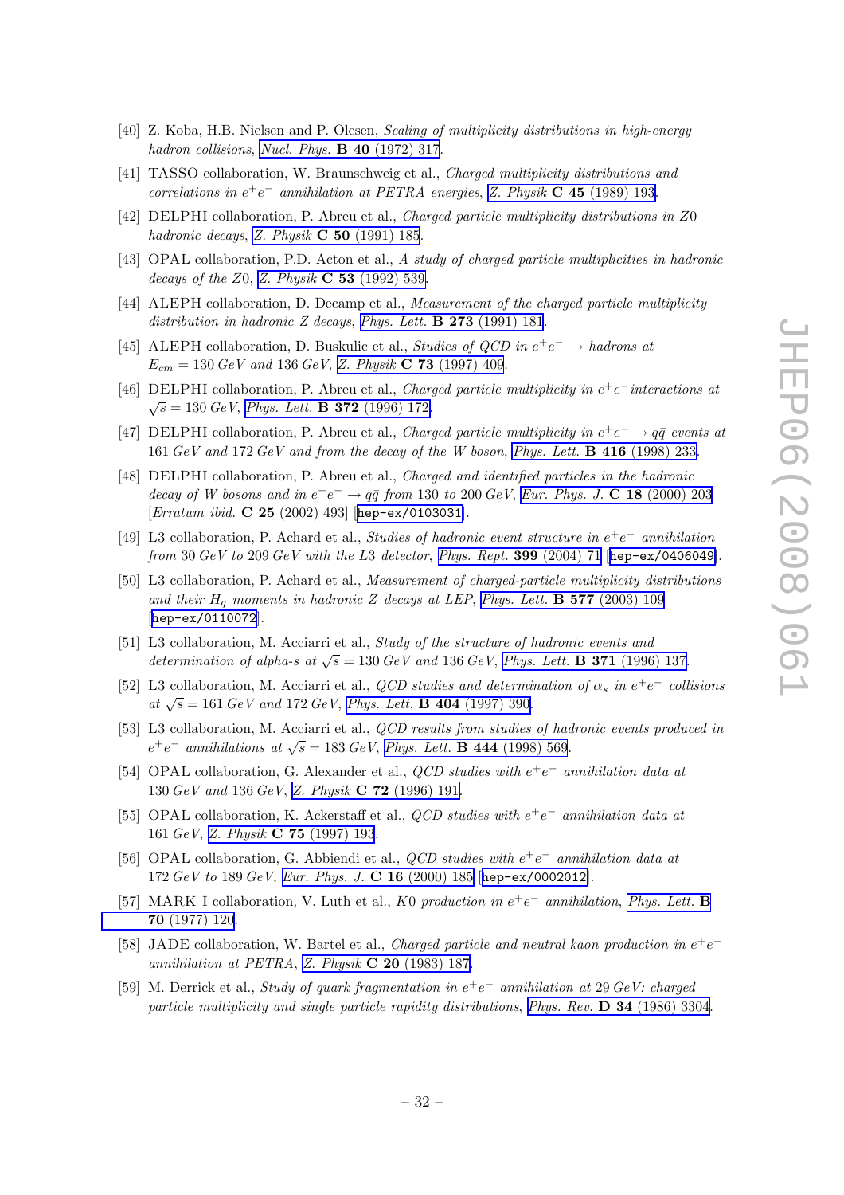[40] Z. Koba, H.B. Nielsen and P. Olesen, *Scaling of multiplicity distributions in high-energy hadron collisions*, Nucl. Phys. **B 40** (1972) 317.

[41] TASSO collaboration, W. Braunschweig et al., *Charged multiplicity distributions and correlations in $e^+e^-$ annihilation at PETRA energies*, Z. Physik **C 45** (1989) 193.

[42] DELPHI collaboration, P. Abreu et al., *Charged particle multiplicity distributions in Z0 hadronic decays*, Z. Physik **C 50** (1991) 185.

[43] OPAL collaboration, P.D. Acton et al., *A study of charged particle multiplicities in hadronic decays of the Z0*, Z. Physik **C 53** (1992) 539.

[44] ALEPH collaboration, D. Decamp et al., *Measurement of the charged particle multiplicity distribution in hadronic Z decays*, Phys. Lett. **B 273** (1991) 181.

[45] ALEPH collaboration, D. Buskulic et al., *Studies of QCD in $e^+e^- \to$ hadrons at $E_{cm} = 130\,GeV$ and $136\,GeV$*, Z. Physik **C 73** (1997) 409.

[46] DELPHI collaboration, P. Abreu et al., *Charged particle multiplicity in $e^+e^-$ interactions at $\sqrt{s} = 130\,GeV$*, Phys. Lett. **B 372** (1996) 172.

[47] DELPHI collaboration, P. Abreu et al., *Charged particle multiplicity in $e^+e^- \to q\bar{q}$ events at 161 GeV and 172 GeV and from the decay of the W boson*, Phys. Lett. **B 416** (1998) 233.

[48] DELPHI collaboration, P. Abreu et al., *Charged and identified particles in the hadronic decay of W bosons and in $e^+e^- \to q\bar{q}$ from 130 to 200 GeV*, Eur. Phys. J. **C 18** (2000) 203 [*Erratum ibid.* **C 25** (2002) 493] [hep-ex/0103031].

[49] L3 collaboration, P. Achard et al., *Studies of hadronic event structure in $e^+e^-$ annihilation from 30 GeV to 209 GeV with the L3 detector*, Phys. Rept. **399** (2004) 71 [hep-ex/0406049].

[50] L3 collaboration, P. Achard et al., *Measurement of charged-particle multiplicity distributions and their $H_q$ moments in hadronic Z decays at LEP*, Phys. Lett. **B 577** (2003) 109 [hep-ex/0110072].

[51] L3 collaboration, M. Acciarri et al., *Study of the structure of hadronic events and determination of alpha-s at $\sqrt{s} = 130\,GeV$ and 136 GeV*, Phys. Lett. **B 371** (1996) 137.

[52] L3 collaboration, M. Acciarri et al., *QCD studies and determination of $\alpha_s$ in $e^+e^-$ collisions at $\sqrt{s} = 161\,GeV$ and 172 GeV*, Phys. Lett. **B 404** (1997) 390.

[53] L3 collaboration, M. Acciarri et al., *QCD results from studies of hadronic events produced in $e^+e^-$ annihilations at $\sqrt{s} = 183\,GeV$*, Phys. Lett. **B 444** (1998) 569.

[54] OPAL collaboration, G. Alexander et al., *QCD studies with $e^+e^-$ annihilation data at 130 GeV and 136 GeV*, Z. Physik **C 72** (1996) 191.

[55] OPAL collaboration, K. Ackerstaff et al., *QCD studies with $e^+e^-$ annihilation data at 161 GeV*, Z. Physik **C 75** (1997) 193.

[56] OPAL collaboration, G. Abbiendi et al., *QCD studies with $e^+e^-$ annihilation data at 172 GeV to 189 GeV*, Eur. Phys. J. **C 16** (2000) 185 [hep-ex/0002012].

[57] MARK I collaboration, V. Luth et al., *K0 production in $e^+e^-$ annihilation*, Phys. Lett. **B 70** (1977) 120.

[58] JADE collaboration, W. Bartel et al., *Charged particle and neutral kaon production in $e^+e^-$ annihilation at PETRA*, Z. Physik **C 20** (1983) 187.

[59] M. Derrick et al., *Study of quark fragmentation in $e^+e^-$ annihilation at 29 GeV: charged particle multiplicity and single particle rapidity distributions*, Phys. Rev. **D 34** (1986) 3304.